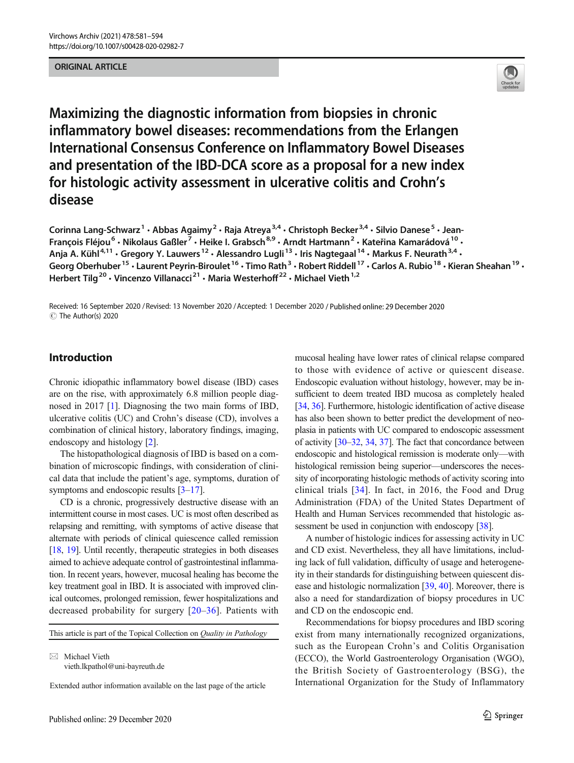ORIGINAL ARTICLE

# Maximizing the diagnostic information from biopsies in chronic inflammatory bowel diseases: recommendations from the Erlangen International Consensus Conference on Inflammatory Bowel Diseases and presentation of the IBD-DCA score as a proposal for a new index for histologic activity assessment in ulcerative colitis and Crohn's disease

Corinna Lang-Schwarz[1] · Abbas Agaimy[2] · Raja Atreya[3,4] · Christoph Becker[3,4] · Silvio Danese[5] · Jean-François Fléjou[6] · Nikolaus Gaßler[7] · Heike I. Grabsch[8,9] · Arndt Hartmann[2] · Kateřina Kamarádová[10] · Anja A. Kühl[4,11] · Gregory Y. Lauwers[12] · Alessandro Lugli[13] · Iris Nagtegaal[14] · Markus F. Neurath[3,4] · Georg Oberhuber[15] · Laurent Peyrin-Biroulet[16] · Timo Rath[3] · Robert Riddell[17] · Carlos A. Rubio[18] · Kieran Sheahan[19] · Herbert Tilg[20] · Vincenzo Villanacci[21] · Maria Westerhoff[22] · Michael Vieth[1,2]

Received: 16 September 2020 / Revised: 13 November 2020 / Accepted: 1 December 2020 / Published online: 29 December 2020
© The Author(s) 2020

## Introduction

Chronic idiopathic inflammatory bowel disease (IBD) cases are on the rise, with approximately 6.8 million people diagnosed in 2017 [1]. Diagnosing the two main forms of IBD, ulcerative colitis (UC) and Crohn's disease (CD), involves a combination of clinical history, laboratory findings, imaging, endoscopy and histology [2].

The histopathological diagnosis of IBD is based on a combination of microscopic findings, with consideration of clinical data that include the patient's age, symptoms, duration of symptoms and endoscopic results [3–17].

CD is a chronic, progressively destructive disease with an intermittent course in most cases. UC is most often described as relapsing and remitting, with symptoms of active disease that alternate with periods of clinical quiescence called remission [18, 19]. Until recently, therapeutic strategies in both diseases aimed to achieve adequate control of gastrointestinal inflammation. In recent years, however, mucosal healing has become the key treatment goal in IBD. It is associated with improved clinical outcomes, prolonged remission, fewer hospitalizations and decreased probability for surgery [20–36]. Patients with mucosal healing have lower rates of clinical relapse compared to those with evidence of active or quiescent disease. Endoscopic evaluation without histology, however, may be insufficient to deem treated IBD mucosa as completely healed [34, 36]. Furthermore, histologic identification of active disease has also been shown to better predict the development of neoplasia in patients with UC compared to endoscopic assessment of activity [30–32, 34, 37]. The fact that concordance between endoscopic and histological remission is moderate only—with histological remission being superior—underscores the necessity of incorporating histologic methods of activity scoring into clinical trials [34]. In fact, in 2016, the Food and Drug Administration (FDA) of the United States Department of Health and Human Services recommended that histologic assessment be used in conjunction with endoscopy [38].

A number of histologic indices for assessing activity in UC and CD exist. Nevertheless, they all have limitations, including lack of full validation, difficulty of usage and heterogeneity in their standards for distinguishing between quiescent disease and histologic normalization [39, 40]. Moreover, there is also a need for standardization of biopsy procedures in UC and CD on the endoscopic end.

Recommendations for biopsy procedures and IBD scoring exist from many internationally recognized organizations, such as the European Crohn's and Colitis Organisation (ECCO), the World Gastroenterology Organisation (WGO), the British Society of Gastroenterology (BSG), the International Organization for the Study of Inflammatory

This article is part of the Topical Collection on *Quality in Pathology*

✉ Michael Vieth
vieth.lkpathol@uni-bayreuth.de

Extended author information available on the last page of the article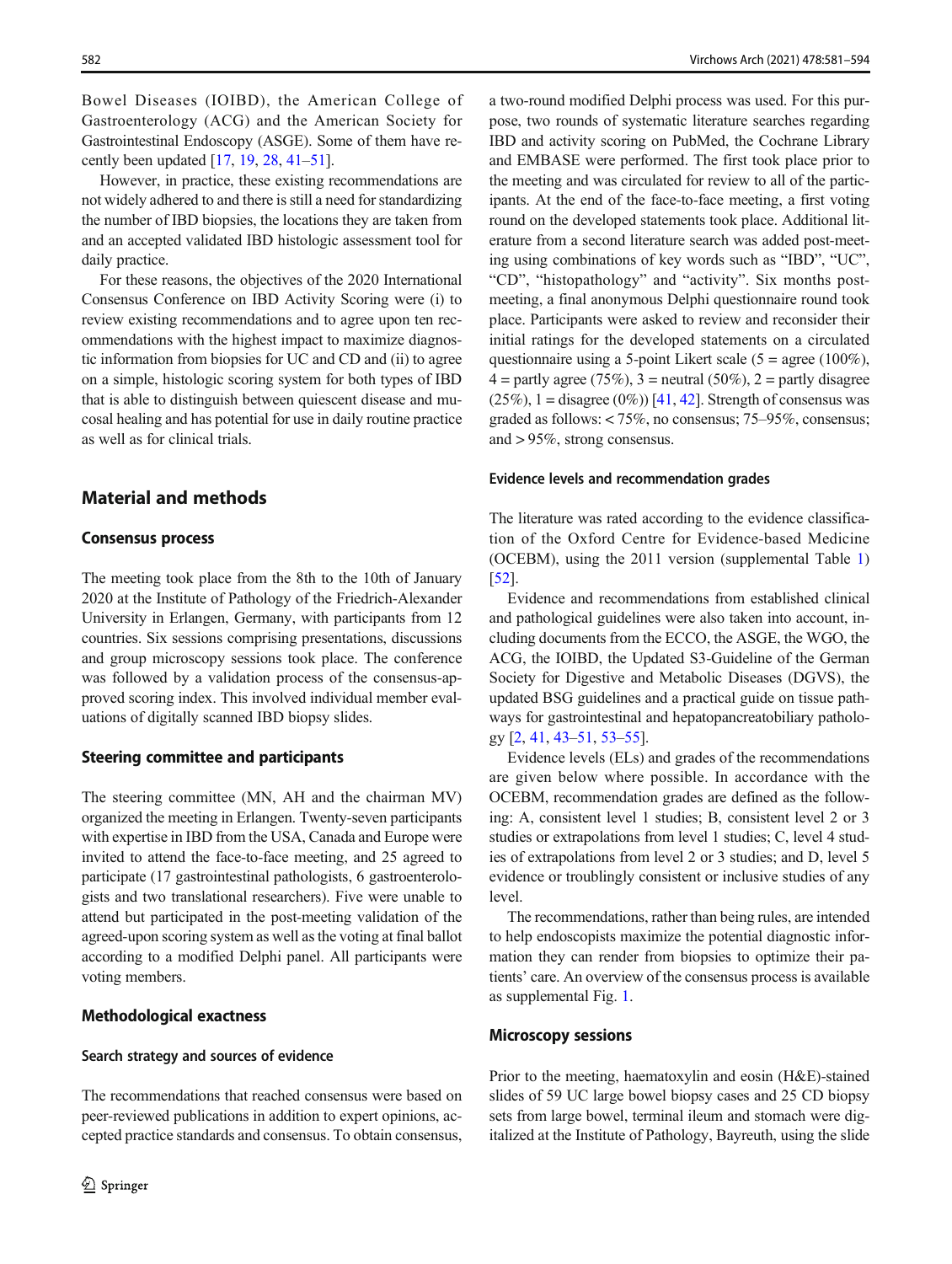Bowel Diseases (IOIBD), the American College of Gastroenterology (ACG) and the American Society for Gastrointestinal Endoscopy (ASGE). Some of them have recently been updated [17, 19, 28, 41–51].

However, in practice, these existing recommendations are not widely adhered to and there is still a need for standardizing the number of IBD biopsies, the locations they are taken from and an accepted validated IBD histologic assessment tool for daily practice.

For these reasons, the objectives of the 2020 International Consensus Conference on IBD Activity Scoring were (i) to review existing recommendations and to agree upon ten recommendations with the highest impact to maximize diagnostic information from biopsies for UC and CD and (ii) to agree on a simple, histologic scoring system for both types of IBD that is able to distinguish between quiescent disease and mucosal healing and has potential for use in daily routine practice as well as for clinical trials.

## Material and methods

### Consensus process

The meeting took place from the 8th to the 10th of January 2020 at the Institute of Pathology of the Friedrich-Alexander University in Erlangen, Germany, with participants from 12 countries. Six sessions comprising presentations, discussions and group microscopy sessions took place. The conference was followed by a validation process of the consensus-approved scoring index. This involved individual member evaluations of digitally scanned IBD biopsy slides.

### Steering committee and participants

The steering committee (MN, AH and the chairman MV) organized the meeting in Erlangen. Twenty-seven participants with expertise in IBD from the USA, Canada and Europe were invited to attend the face-to-face meeting, and 25 agreed to participate (17 gastrointestinal pathologists, 6 gastroenterologists and two translational researchers). Five were unable to attend but participated in the post-meeting validation of the agreed-upon scoring system as well as the voting at final ballot according to a modified Delphi panel. All participants were voting members.

### Methodological exactness

#### Search strategy and sources of evidence

The recommendations that reached consensus were based on peer-reviewed publications in addition to expert opinions, accepted practice standards and consensus. To obtain consensus, a two-round modified Delphi process was used. For this purpose, two rounds of systematic literature searches regarding IBD and activity scoring on PubMed, the Cochrane Library and EMBASE were performed. The first took place prior to the meeting and was circulated for review to all of the participants. At the end of the face-to-face meeting, a first voting round on the developed statements took place. Additional literature from a second literature search was added post-meeting using combinations of key words such as "IBD", "UC", "CD", "histopathology" and "activity". Six months post-meeting, a final anonymous Delphi questionnaire round took place. Participants were asked to review and reconsider their initial ratings for the developed statements on a circulated questionnaire using a 5-point Likert scale (5 = agree (100%), 4 = partly agree (75%), 3 = neutral (50%), 2 = partly disagree (25%), 1 = disagree (0%)) [41, 42]. Strength of consensus was graded as follows: < 75%, no consensus; 75–95%, consensus; and > 95%, strong consensus.

#### Evidence levels and recommendation grades

The literature was rated according to the evidence classification of the Oxford Centre for Evidence-based Medicine (OCEBM), using the 2011 version (supplemental Table 1) [52].

Evidence and recommendations from established clinical and pathological guidelines were also taken into account, including documents from the ECCO, the ASGE, the WGO, the ACG, the IOIBD, the Updated S3-Guideline of the German Society for Digestive and Metabolic Diseases (DGVS), the updated BSG guidelines and a practical guide on tissue pathways for gastrointestinal and hepatopancreatobiliary pathology [2, 41, 43–51, 53–55].

Evidence levels (ELs) and grades of the recommendations are given below where possible. In accordance with the OCEBM, recommendation grades are defined as the following: A, consistent level 1 studies; B, consistent level 2 or 3 studies or extrapolations from level 1 studies; C, level 4 studies of extrapolations from level 2 or 3 studies; and D, level 5 evidence or troublingly consistent or inclusive studies of any level.

The recommendations, rather than being rules, are intended to help endoscopists maximize the potential diagnostic information they can render from biopsies to optimize their patients' care. An overview of the consensus process is available as supplemental Fig. 1.

### Microscopy sessions

Prior to the meeting, haematoxylin and eosin (H&E)-stained slides of 59 UC large bowel biopsy cases and 25 CD biopsy sets from large bowel, terminal ileum and stomach were digitalized at the Institute of Pathology, Bayreuth, using the slide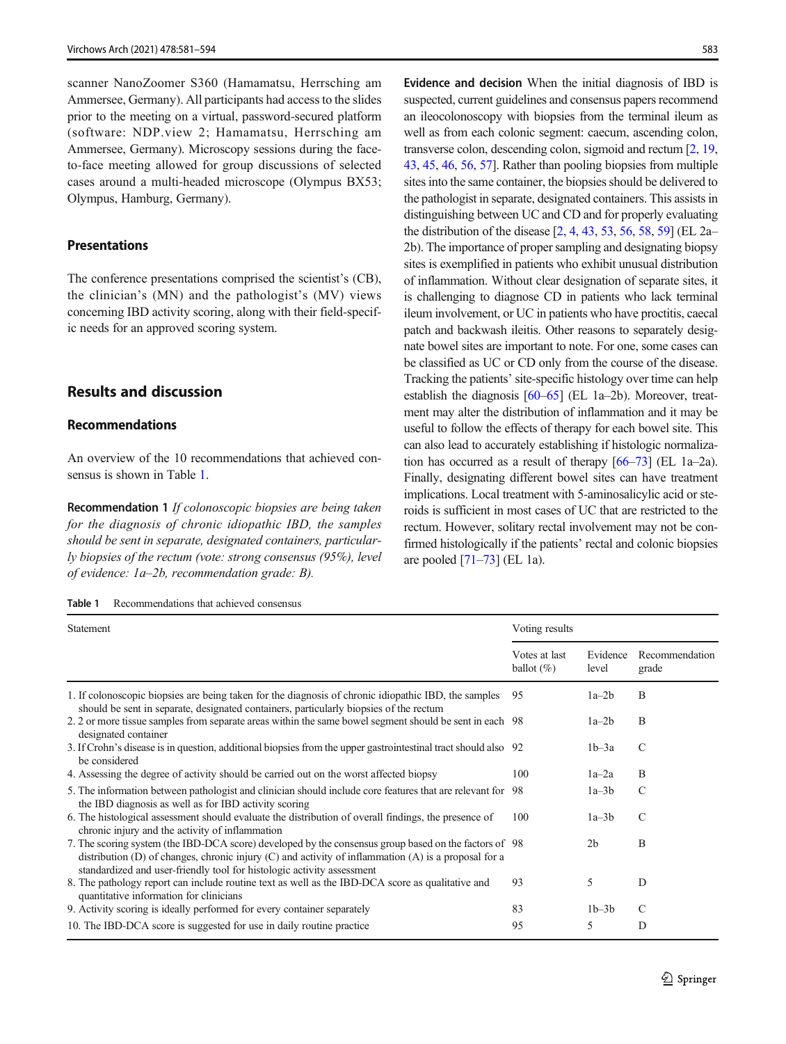scanner NanoZoomer S360 (Hamamatsu, Herrsching am Ammersee, Germany). All participants had access to the slides prior to the meeting on a virtual, password-secured platform (software: NDP.view 2; Hamamatsu, Herrsching am Ammersee, Germany). Microscopy sessions during the face-to-face meeting allowed for group discussions of selected cases around a multi-headed microscope (Olympus BX53; Olympus, Hamburg, Germany).

### Presentations

The conference presentations comprised the scientist's (CB), the clinician's (MN) and the pathologist's (MV) views concerning IBD activity scoring, along with their field-specific needs for an approved scoring system.

## Results and discussion

### Recommendations

An overview of the 10 recommendations that achieved consensus is shown in Table 1.

**Recommendation 1** *If colonoscopic biopsies are being taken for the diagnosis of chronic idiopathic IBD, the samples should be sent in separate, designated containers, particularly biopsies of the rectum (vote: strong consensus (95%), level of evidence: 1a–2b, recommendation grade: B).*

**Evidence and decision** When the initial diagnosis of IBD is suspected, current guidelines and consensus papers recommend an ileocolonoscopy with biopsies from the terminal ileum as well as from each colonic segment: caecum, ascending colon, transverse colon, descending colon, sigmoid and rectum [2, 19, 43, 45, 46, 56, 57]. Rather than pooling biopsies from multiple sites into the same container, the biopsies should be delivered to the pathologist in separate, designated containers. This assists in distinguishing between UC and CD and for properly evaluating the distribution of the disease [2, 4, 43, 53, 56, 58, 59] (EL 2a–2b). The importance of proper sampling and designating biopsy sites is exemplified in patients who exhibit unusual distribution of inflammation. Without clear designation of separate sites, it is challenging to diagnose CD in patients who lack terminal ileum involvement, or UC in patients who have proctitis, caecal patch and backwash ileitis. Other reasons to separately designate bowel sites are important to note. For one, some cases can be classified as UC or CD only from the course of the disease. Tracking the patients' site-specific histology over time can help establish the diagnosis [60–65] (EL 1a–2b). Moreover, treatment may alter the distribution of inflammation and it may be useful to follow the effects of therapy for each bowel site. This can also lead to accurately establishing if histologic normalization has occurred as a result of therapy [66–73] (EL 1a–2a). Finally, designating different bowel sites can have treatment implications. Local treatment with 5-aminosalicylic acid or steroids is sufficient in most cases of UC that are restricted to the rectum. However, solitary rectal involvement may not be confirmed histologically if the patients' rectal and colonic biopsies are pooled [71–73] (EL 1a).

**Table 1** Recommendations that achieved consensus

| Statement | Voting results | | |
|---|---|---|---|
| | Votes at last ballot (%) | Evidence level | Recommendation grade |
| 1. If colonoscopic biopsies are being taken for the diagnosis of chronic idiopathic IBD, the samples should be sent in separate, designated containers, particularly biopsies of the rectum | 95 | 1a–2b | B |
| 2. 2 or more tissue samples from separate areas within the same bowel segment should be sent in each designated container | 98 | 1a–2b | B |
| 3. If Crohn's disease is in question, additional biopsies from the upper gastrointestinal tract should also be considered | 92 | 1b–3a | C |
| 4. Assessing the degree of activity should be carried out on the worst affected biopsy | 100 | 1a–2a | B |
| 5. The information between pathologist and clinician should include core features that are relevant for the IBD diagnosis as well as for IBD activity scoring | 98 | 1a–3b | C |
| 6. The histological assessment should evaluate the distribution of overall findings, the presence of chronic injury and the activity of inflammation | 100 | 1a–3b | C |
| 7. The scoring system (the IBD-DCA score) developed by the consensus group based on the factors of distribution (D) of changes, chronic injury (C) and activity of inflammation (A) is a proposal for a standardized and user-friendly tool for histologic activity assessment | 98 | 2b | B |
| 8. The pathology report can include routine text as well as the IBD-DCA score as qualitative and quantitative information for clinicians | 93 | 5 | D |
| 9. Activity scoring is ideally performed for every container separately | 83 | 1b–3b | C |
| 10. The IBD-DCA score is suggested for use in daily routine practice | 95 | 5 | D |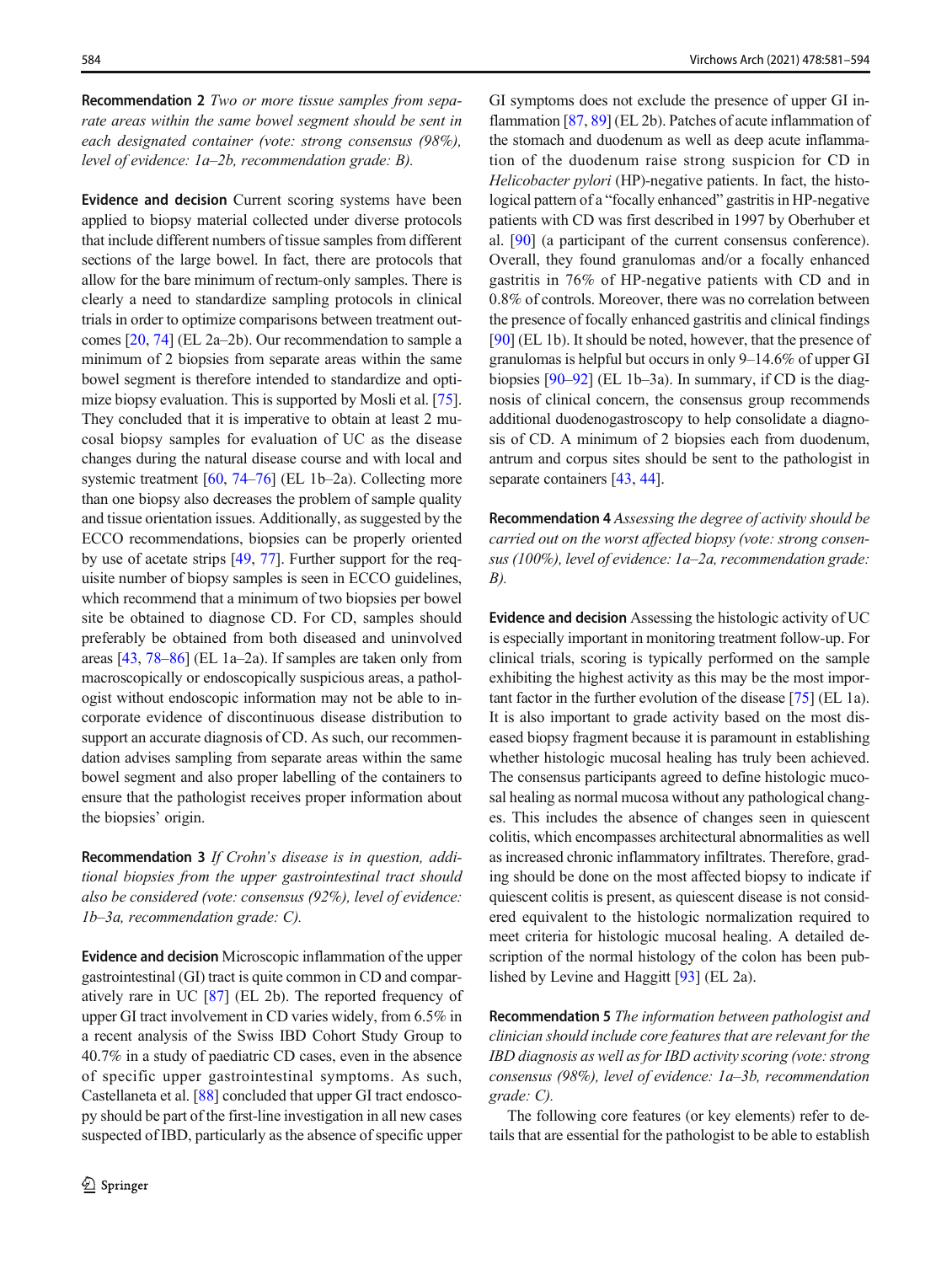**Recommendation 2** *Two or more tissue samples from separate areas within the same bowel segment should be sent in each designated container (vote: strong consensus (98%), level of evidence: 1a–2b, recommendation grade: B).*

**Evidence and decision** Current scoring systems have been applied to biopsy material collected under diverse protocols that include different numbers of tissue samples from different sections of the large bowel. In fact, there are protocols that allow for the bare minimum of rectum-only samples. There is clearly a need to standardize sampling protocols in clinical trials in order to optimize comparisons between treatment outcomes [20, 74] (EL 2a–2b). Our recommendation to sample a minimum of 2 biopsies from separate areas within the same bowel segment is therefore intended to standardize and optimize biopsy evaluation. This is supported by Mosli et al. [75]. They concluded that it is imperative to obtain at least 2 mucosal biopsy samples for evaluation of UC as the disease changes during the natural disease course and with local and systemic treatment [60, 74–76] (EL 1b–2a). Collecting more than one biopsy also decreases the problem of sample quality and tissue orientation issues. Additionally, as suggested by the ECCO recommendations, biopsies can be properly oriented by use of acetate strips [49, 77]. Further support for the requisite number of biopsy samples is seen in ECCO guidelines, which recommend that a minimum of two biopsies per bowel site be obtained to diagnose CD. For CD, samples should preferably be obtained from both diseased and uninvolved areas [43, 78–86] (EL 1a–2a). If samples are taken only from macroscopically or endoscopically suspicious areas, a pathologist without endoscopic information may not be able to incorporate evidence of discontinuous disease distribution to support an accurate diagnosis of CD. As such, our recommendation advises sampling from separate areas within the same bowel segment and also proper labelling of the containers to ensure that the pathologist receives proper information about the biopsies' origin.

**Recommendation 3** *If Crohn's disease is in question, additional biopsies from the upper gastrointestinal tract should also be considered (vote: consensus (92%), level of evidence: 1b–3a, recommendation grade: C).*

**Evidence and decision** Microscopic inflammation of the upper gastrointestinal (GI) tract is quite common in CD and comparatively rare in UC [87] (EL 2b). The reported frequency of upper GI tract involvement in CD varies widely, from 6.5% in a recent analysis of the Swiss IBD Cohort Study Group to 40.7% in a study of paediatric CD cases, even in the absence of specific upper gastrointestinal symptoms. As such, Castellaneta et al. [88] concluded that upper GI tract endoscopy should be part of the first-line investigation in all new cases suspected of IBD, particularly as the absence of specific upper GI symptoms does not exclude the presence of upper GI inflammation [87, 89] (EL 2b). Patches of acute inflammation of the stomach and duodenum as well as deep acute inflammation of the duodenum raise strong suspicion for CD in *Helicobacter pylori* (HP)-negative patients. In fact, the histological pattern of a "focally enhanced" gastritis in HP-negative patients with CD was first described in 1997 by Oberhuber et al. [90] (a participant of the current consensus conference). Overall, they found granulomas and/or a focally enhanced gastritis in 76% of HP-negative patients with CD and in 0.8% of controls. Moreover, there was no correlation between the presence of focally enhanced gastritis and clinical findings [90] (EL 1b). It should be noted, however, that the presence of granulomas is helpful but occurs in only 9–14.6% of upper GI biopsies [90–92] (EL 1b–3a). In summary, if CD is the diagnosis of clinical concern, the consensus group recommends additional duodenogastroscopy to help consolidate a diagnosis of CD. A minimum of 2 biopsies each from duodenum, antrum and corpus sites should be sent to the pathologist in separate containers [43, 44].

**Recommendation 4** *Assessing the degree of activity should be carried out on the worst affected biopsy (vote: strong consensus (100%), level of evidence: 1a–2a, recommendation grade: B).*

**Evidence and decision** Assessing the histologic activity of UC is especially important in monitoring treatment follow-up. For clinical trials, scoring is typically performed on the sample exhibiting the highest activity as this may be the most important factor in the further evolution of the disease [75] (EL 1a). It is also important to grade activity based on the most diseased biopsy fragment because it is paramount in establishing whether histologic mucosal healing has truly been achieved. The consensus participants agreed to define histologic mucosal healing as normal mucosa without any pathological changes. This includes the absence of changes seen in quiescent colitis, which encompasses architectural abnormalities as well as increased chronic inflammatory infiltrates. Therefore, grading should be done on the most affected biopsy to indicate if quiescent colitis is present, as quiescent disease is not considered equivalent to the histologic normalization required to meet criteria for histologic mucosal healing. A detailed description of the normal histology of the colon has been published by Levine and Haggitt [93] (EL 2a).

**Recommendation 5** *The information between pathologist and clinician should include core features that are relevant for the IBD diagnosis as well as for IBD activity scoring (vote: strong consensus (98%), level of evidence: 1a–3b, recommendation grade: C).*

The following core features (or key elements) refer to details that are essential for the pathologist to be able to establish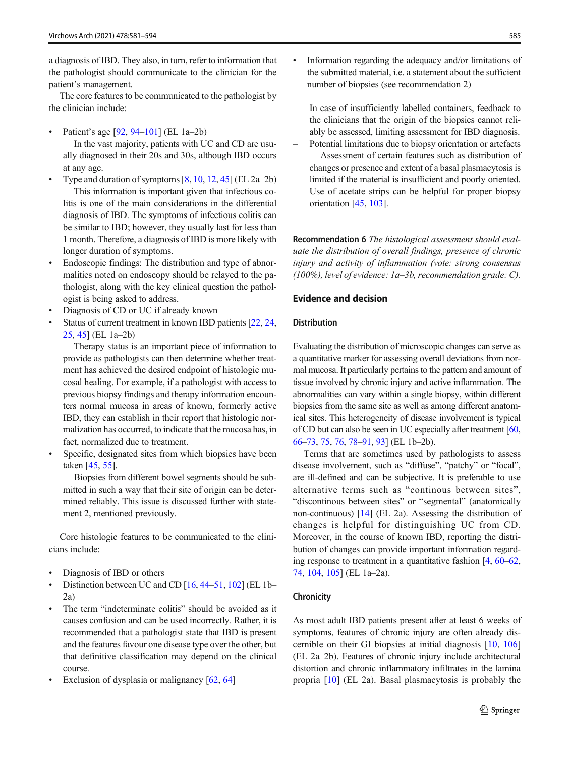a diagnosis of IBD. They also, in turn, refer to information that the pathologist should communicate to the clinician for the patient's management.

The core features to be communicated to the pathologist by the clinician include:

- Patient's age [92, 94–101] (EL 1a–2b)

  In the vast majority, patients with UC and CD are usually diagnosed in their 20s and 30s, although IBD occurs at any age.
- Type and duration of symptoms [8, 10, 12, 45] (EL 2a–2b)

  This information is important given that infectious colitis is one of the main considerations in the differential diagnosis of IBD. The symptoms of infectious colitis can be similar to IBD; however, they usually last for less than 1 month. Therefore, a diagnosis of IBD is more likely with longer duration of symptoms.
- Endoscopic findings: The distribution and type of abnormalities noted on endoscopy should be relayed to the pathologist, along with the key clinical question the pathologist is being asked to address.
- Diagnosis of CD or UC if already known
- Status of current treatment in known IBD patients [22, 24, 25, 45] (EL 1a–2b)

  Therapy status is an important piece of information to provide as pathologists can then determine whether treatment has achieved the desired endpoint of histologic mucosal healing. For example, if a pathologist with access to previous biopsy findings and therapy information encounters normal mucosa in areas of known, formerly active IBD, they can establish in their report that histologic normalization has occurred, to indicate that the mucosa has, in fact, normalized due to treatment.
- Specific, designated sites from which biopsies have been taken [45, 55].

  Biopsies from different bowel segments should be submitted in such a way that their site of origin can be determined reliably. This issue is discussed further with statement 2, mentioned previously.

Core histologic features to be communicated to the clinicians include:

- Diagnosis of IBD or others
- Distinction between UC and CD [16, 44–51, 102] (EL 1b–2a)
- The term "indeterminate colitis" should be avoided as it causes confusion and can be used incorrectly. Rather, it is recommended that a pathologist state that IBD is present and the features favour one disease type over the other, but that definitive classification may depend on the clinical course.
- Exclusion of dysplasia or malignancy [62, 64]
- Information regarding the adequacy and/or limitations of the submitted material, i.e. a statement about the sufficient number of biopsies (see recommendation 2)

  – In case of insufficiently labelled containers, feedback to the clinicians that the origin of the biopsies cannot reliably be assessed, limiting assessment for IBD diagnosis.

  – Potential limitations due to biopsy orientation or artefacts

  Assessment of certain features such as distribution of changes or presence and extent of a basal plasmacytosis is limited if the material is insufficient and poorly oriented. Use of acetate strips can be helpful for proper biopsy orientation [45, 103].

**Recommendation 6** *The histological assessment should evaluate the distribution of overall findings, presence of chronic injury and activity of inflammation (vote: strong consensus (100%), level of evidence: 1a–3b, recommendation grade: C).*

## Evidence and decision

### Distribution

Evaluating the distribution of microscopic changes can serve as a quantitative marker for assessing overall deviations from normal mucosa. It particularly pertains to the pattern and amount of tissue involved by chronic injury and active inflammation. The abnormalities can vary within a single biopsy, within different biopsies from the same site as well as among different anatomical sites. This heterogeneity of disease involvement is typical of CD but can also be seen in UC especially after treatment [60, 66–73, 75, 76, 78–91, 93] (EL 1b–2b).

Terms that are sometimes used by pathologists to assess disease involvement, such as "diffuse", "patchy" or "focal", are ill-defined and can be subjective. It is preferable to use alternative terms such as "continous between sites", "discontinous between sites" or "segmental" (anatomically non-continuous) [14] (EL 2a). Assessing the distribution of changes is helpful for distinguishing UC from CD. Moreover, in the course of known IBD, reporting the distribution of changes can provide important information regarding response to treatment in a quantitative fashion [4, 60–62, 74, 104, 105] (EL 1a–2a).

### Chronicity

As most adult IBD patients present after at least 6 weeks of symptoms, features of chronic injury are often already discernible on their GI biopsies at initial diagnosis [10, 106] (EL 2a–2b). Features of chronic injury include architectural distortion and chronic inflammatory infiltrates in the lamina propria [10] (EL 2a). Basal plasmacytosis is probably the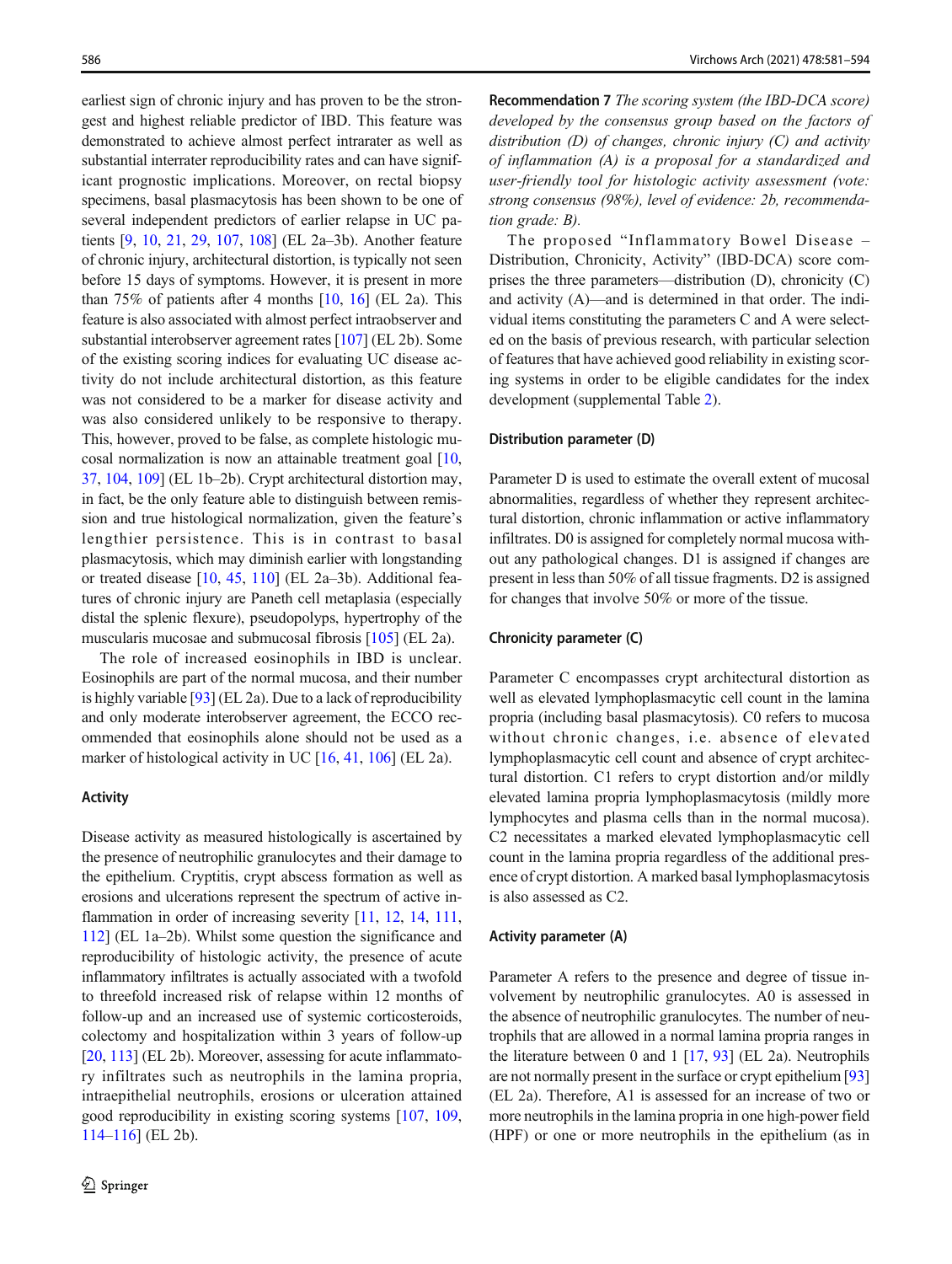earliest sign of chronic injury and has proven to be the strongest and highest reliable predictor of IBD. This feature was demonstrated to achieve almost perfect intrarater as well as substantial interrater reproducibility rates and can have significant prognostic implications. Moreover, on rectal biopsy specimens, basal plasmacytosis has been shown to be one of several independent predictors of earlier relapse in UC patients [9, 10, 21, 29, 107, 108] (EL 2a–3b). Another feature of chronic injury, architectural distortion, is typically not seen before 15 days of symptoms. However, it is present in more than 75% of patients after 4 months [10, 16] (EL 2a). This feature is also associated with almost perfect intraobserver and substantial interobserver agreement rates [107] (EL 2b). Some of the existing scoring indices for evaluating UC disease activity do not include architectural distortion, as this feature was not considered to be a marker for disease activity and was also considered unlikely to be responsive to therapy. This, however, proved to be false, as complete histologic mucosal normalization is now an attainable treatment goal [10, 37, 104, 109] (EL 1b–2b). Crypt architectural distortion may, in fact, be the only feature able to distinguish between remission and true histological normalization, given the feature's lengthier persistence. This is in contrast to basal plasmacytosis, which may diminish earlier with longstanding or treated disease [10, 45, 110] (EL 2a–3b). Additional features of chronic injury are Paneth cell metaplasia (especially distal the splenic flexure), pseudopolyps, hypertrophy of the muscularis mucosae and submucosal fibrosis [105] (EL 2a).

The role of increased eosinophils in IBD is unclear. Eosinophils are part of the normal mucosa, and their number is highly variable [93] (EL 2a). Due to a lack of reproducibility and only moderate interobserver agreement, the ECCO recommended that eosinophils alone should not be used as a marker of histological activity in UC [16, 41, 106] (EL 2a).

### Activity

Disease activity as measured histologically is ascertained by the presence of neutrophilic granulocytes and their damage to the epithelium. Cryptitis, crypt abscess formation as well as erosions and ulcerations represent the spectrum of active inflammation in order of increasing severity [11, 12, 14, 111, 112] (EL 1a–2b). Whilst some question the significance and reproducibility of histologic activity, the presence of acute inflammatory infiltrates is actually associated with a twofold to threefold increased risk of relapse within 12 months of follow-up and an increased use of systemic corticosteroids, colectomy and hospitalization within 3 years of follow-up [20, 113] (EL 2b). Moreover, assessing for acute inflammatory infiltrates such as neutrophils in the lamina propria, intraepithelial neutrophils, erosions or ulceration attained good reproducibility in existing scoring systems [107, 109, 114–116] (EL 2b).

**Recommendation 7** *The scoring system (the IBD-DCA score) developed by the consensus group based on the factors of distribution (D) of changes, chronic injury (C) and activity of inflammation (A) is a proposal for a standardized and user-friendly tool for histologic activity assessment (vote: strong consensus (98%), level of evidence: 2b, recommendation grade: B).*

The proposed "Inflammatory Bowel Disease – Distribution, Chronicity, Activity" (IBD-DCA) score comprises the three parameters—distribution (D), chronicity (C) and activity (A)—and is determined in that order. The individual items constituting the parameters C and A were selected on the basis of previous research, with particular selection of features that have achieved good reliability in existing scoring systems in order to be eligible candidates for the index development (supplemental Table 2).

### Distribution parameter (D)

Parameter D is used to estimate the overall extent of mucosal abnormalities, regardless of whether they represent architectural distortion, chronic inflammation or active inflammatory infiltrates. D0 is assigned for completely normal mucosa without any pathological changes. D1 is assigned if changes are present in less than 50% of all tissue fragments. D2 is assigned for changes that involve 50% or more of the tissue.

### Chronicity parameter (C)

Parameter C encompasses crypt architectural distortion as well as elevated lymphoplasmacytic cell count in the lamina propria (including basal plasmacytosis). C0 refers to mucosa without chronic changes, i.e. absence of elevated lymphoplasmacytic cell count and absence of crypt architectural distortion. C1 refers to crypt distortion and/or mildly elevated lamina propria lymphoplasmacytosis (mildly more lymphocytes and plasma cells than in the normal mucosa). C2 necessitates a marked elevated lymphoplasmacytic cell count in the lamina propria regardless of the additional presence of crypt distortion. A marked basal lymphoplasmacytosis is also assessed as C2.

### Activity parameter (A)

Parameter A refers to the presence and degree of tissue involvement by neutrophilic granulocytes. A0 is assessed in the absence of neutrophilic granulocytes. The number of neutrophils that are allowed in a normal lamina propria ranges in the literature between 0 and 1 [17, 93] (EL 2a). Neutrophils are not normally present in the surface or crypt epithelium [93] (EL 2a). Therefore, A1 is assessed for an increase of two or more neutrophils in the lamina propria in one high-power field (HPF) or one or more neutrophils in the epithelium (as in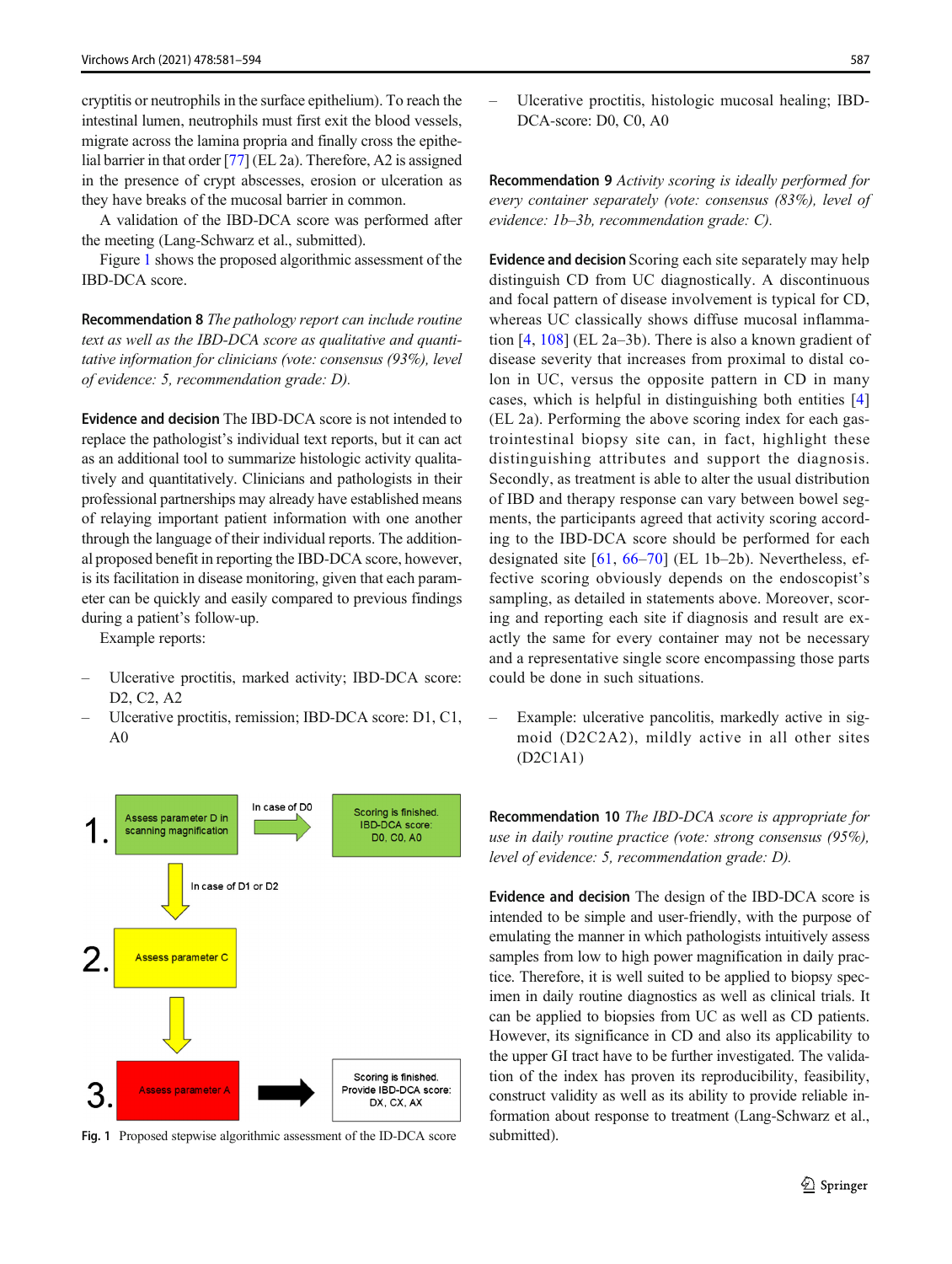cryptitis or neutrophils in the surface epithelium). To reach the intestinal lumen, neutrophils must first exit the blood vessels, migrate across the lamina propria and finally cross the epithelial barrier in that order [77] (EL 2a). Therefore, A2 is assigned in the presence of crypt abscesses, erosion or ulceration as they have breaks of the mucosal barrier in common.

A validation of the IBD-DCA score was performed after the meeting (Lang-Schwarz et al., submitted).

Figure 1 shows the proposed algorithmic assessment of the IBD-DCA score.

**Recommendation 8** *The pathology report can include routine text as well as the IBD-DCA score as qualitative and quantitative information for clinicians (vote: consensus (93%), level of evidence: 5, recommendation grade: D).*

**Evidence and decision** The IBD-DCA score is not intended to replace the pathologist's individual text reports, but it can act as an additional tool to summarize histologic activity qualitatively and quantitatively. Clinicians and pathologists in their professional partnerships may already have established means of relaying important patient information with one another through the language of their individual reports. The additional proposed benefit in reporting the IBD-DCA score, however, is its facilitation in disease monitoring, given that each parameter can be quickly and easily compared to previous findings during a patient's follow-up.

Example reports:

- Ulcerative proctitis, marked activity; IBD-DCA score: D2, C2, A2
- Ulcerative proctitis, remission; IBD-DCA score: D1, C1, A0
- Ulcerative proctitis, histologic mucosal healing; IBD-DCA-score: D0, C0, A0

1. Assess parameter D in scanning magnification → In case of D0 → Scoring is finished. IBD-DCA score: D0, C0, A0

   In case of D1 or D2 ↓

2. Assess parameter C ↓

3. Assess parameter A → Scoring is finished. Provide IBD-DCA score: DX, CX, AX

Fig. 1 Proposed stepwise algorithmic assessment of the ID-DCA score

**Recommendation 9** *Activity scoring is ideally performed for every container separately (vote: consensus (83%), level of evidence: 1b–3b, recommendation grade: C).*

**Evidence and decision** Scoring each site separately may help distinguish CD from UC diagnostically. A discontinuous and focal pattern of disease involvement is typical for CD, whereas UC classically shows diffuse mucosal inflammation [4, 108] (EL 2a–3b). There is also a known gradient of disease severity that increases from proximal to distal colon in UC, versus the opposite pattern in CD in many cases, which is helpful in distinguishing both entities [4] (EL 2a). Performing the above scoring index for each gastrointestinal biopsy site can, in fact, highlight these distinguishing attributes and support the diagnosis. Secondly, as treatment is able to alter the usual distribution of IBD and therapy response can vary between bowel segments, the participants agreed that activity scoring according to the IBD-DCA score should be performed for each designated site [61, 66–70] (EL 1b–2b). Nevertheless, effective scoring obviously depends on the endoscopist's sampling, as detailed in statements above. Moreover, scoring and reporting each site if diagnosis and result are exactly the same for every container may not be necessary and a representative single score encompassing those parts could be done in such situations.

- Example: ulcerative pancolitis, markedly active in sigmoid (D2C2A2), mildly active in all other sites (D2C1A1)

**Recommendation 10** *The IBD-DCA score is appropriate for use in daily routine practice (vote: strong consensus (95%), level of evidence: 5, recommendation grade: D).*

**Evidence and decision** The design of the IBD-DCA score is intended to be simple and user-friendly, with the purpose of emulating the manner in which pathologists intuitively assess samples from low to high power magnification in daily practice. Therefore, it is well suited to be applied to biopsy specimen in daily routine diagnostics as well as clinical trials. It can be applied to biopsies from UC as well as CD patients. However, its significance in CD and also its applicability to the upper GI tract have to be further investigated. The validation of the index has proven its reproducibility, feasibility, construct validity as well as its ability to provide reliable information about response to treatment (Lang-Schwarz et al., submitted).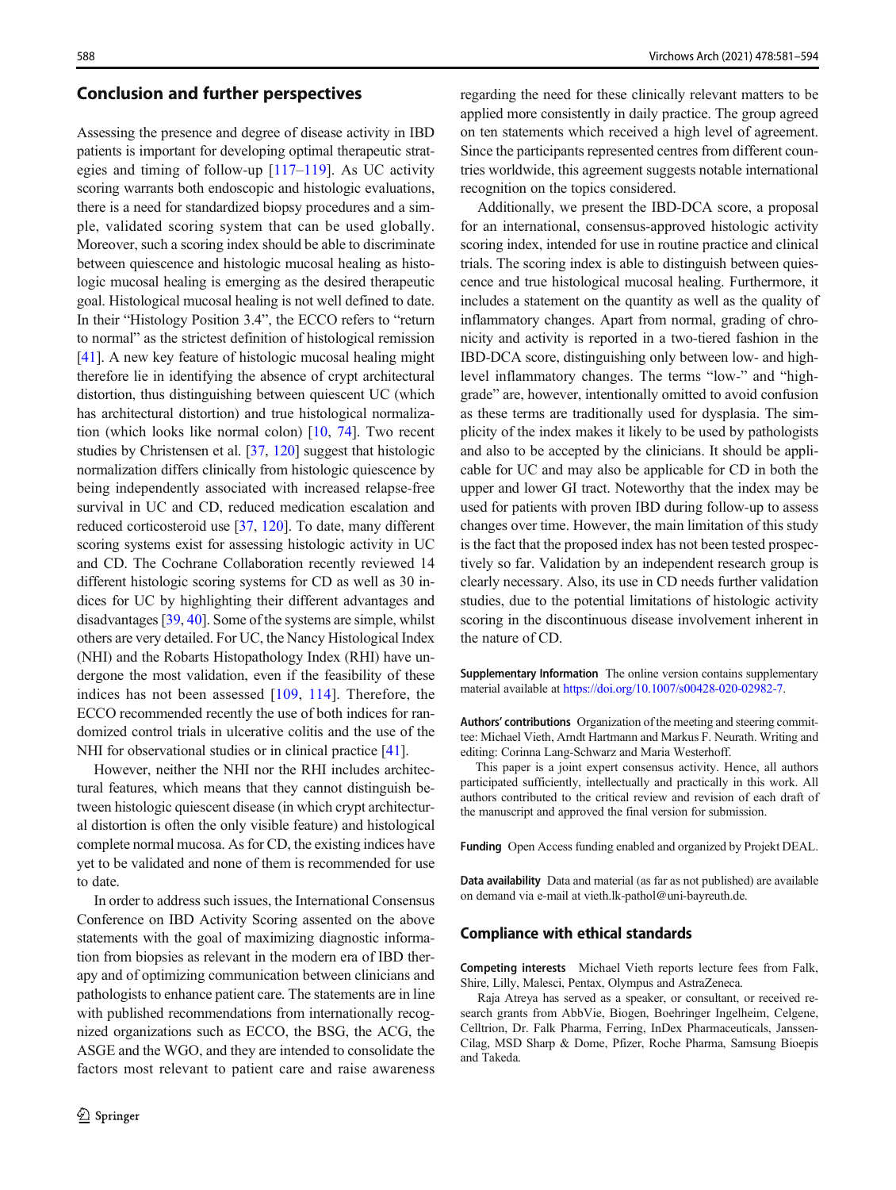## Conclusion and further perspectives

Assessing the presence and degree of disease activity in IBD patients is important for developing optimal therapeutic strategies and timing of follow-up [117–119]. As UC activity scoring warrants both endoscopic and histologic evaluations, there is a need for standardized biopsy procedures and a simple, validated scoring system that can be used globally. Moreover, such a scoring index should be able to discriminate between quiescence and histologic mucosal healing as histologic mucosal healing is emerging as the desired therapeutic goal. Histological mucosal healing is not well defined to date. In their "Histology Position 3.4", the ECCO refers to "return to normal" as the strictest definition of histological remission [41]. A new key feature of histologic mucosal healing might therefore lie in identifying the absence of crypt architectural distortion, thus distinguishing between quiescent UC (which has architectural distortion) and true histological normalization (which looks like normal colon) [10, 74]. Two recent studies by Christensen et al. [37, 120] suggest that histologic normalization differs clinically from histologic quiescence by being independently associated with increased relapse-free survival in UC and CD, reduced medication escalation and reduced corticosteroid use [37, 120]. To date, many different scoring systems exist for assessing histologic activity in UC and CD. The Cochrane Collaboration recently reviewed 14 different histologic scoring systems for CD as well as 30 indices for UC by highlighting their different advantages and disadvantages [39, 40]. Some of the systems are simple, whilst others are very detailed. For UC, the Nancy Histological Index (NHI) and the Robarts Histopathology Index (RHI) have undergone the most validation, even if the feasibility of these indices has not been assessed [109, 114]. Therefore, the ECCO recommended recently the use of both indices for randomized control trials in ulcerative colitis and the use of the NHI for observational studies or in clinical practice [41].

However, neither the NHI nor the RHI includes architectural features, which means that they cannot distinguish between histologic quiescent disease (in which crypt architectural distortion is often the only visible feature) and histological complete normal mucosa. As for CD, the existing indices have yet to be validated and none of them is recommended for use to date.

In order to address such issues, the International Consensus Conference on IBD Activity Scoring assented on the above statements with the goal of maximizing diagnostic information from biopsies as relevant in the modern era of IBD therapy and of optimizing communication between clinicians and pathologists to enhance patient care. The statements are in line with published recommendations from internationally recognized organizations such as ECCO, the BSG, the ACG, the ASGE and the WGO, and they are intended to consolidate the factors most relevant to patient care and raise awareness regarding the need for these clinically relevant matters to be applied more consistently in daily practice. The group agreed on ten statements which received a high level of agreement. Since the participants represented centres from different countries worldwide, this agreement suggests notable international recognition on the topics considered.

Additionally, we present the IBD-DCA score, a proposal for an international, consensus-approved histologic activity scoring index, intended for use in routine practice and clinical trials. The scoring index is able to distinguish between quiescence and true histological mucosal healing. Furthermore, it includes a statement on the quantity as well as the quality of inflammatory changes. Apart from normal, grading of chronicity and activity is reported in a two-tiered fashion in the IBD-DCA score, distinguishing only between low- and high-level inflammatory changes. The terms "low-" and "high-grade" are, however, intentionally omitted to avoid confusion as these terms are traditionally used for dysplasia. The simplicity of the index makes it likely to be used by pathologists and also to be accepted by the clinicians. It should be applicable for UC and may also be applicable for CD in both the upper and lower GI tract. Noteworthy that the index may be used for patients with proven IBD during follow-up to assess changes over time. However, the main limitation of this study is the fact that the proposed index has not been tested prospectively so far. Validation by an independent research group is clearly necessary. Also, its use in CD needs further validation studies, due to the potential limitations of histologic activity scoring in the discontinuous disease involvement inherent in the nature of CD.

**Supplementary Information** The online version contains supplementary material available at https://doi.org/10.1007/s00428-020-02982-7.

**Authors' contributions** Organization of the meeting and steering committee: Michael Vieth, Arndt Hartmann and Markus F. Neurath. Writing and editing: Corinna Lang-Schwarz and Maria Westerhoff.

This paper is a joint expert consensus activity. Hence, all authors participated sufficiently, intellectually and practically in this work. All authors contributed to the critical review and revision of each draft of the manuscript and approved the final version for submission.

**Funding** Open Access funding enabled and organized by Projekt DEAL.

**Data availability** Data and material (as far as not published) are available on demand via e-mail at vieth.lk-pathol@uni-bayreuth.de.

## Compliance with ethical standards

**Competing interests** Michael Vieth reports lecture fees from Falk, Shire, Lilly, Malesci, Pentax, Olympus and AstraZeneca.

Raja Atreya has served as a speaker, or consultant, or received research grants from AbbVie, Biogen, Boehringer Ingelheim, Celgene, Celltrion, Dr. Falk Pharma, Ferring, InDex Pharmaceuticals, Janssen-Cilag, MSD Sharp & Dome, Pfizer, Roche Pharma, Samsung Bioepis and Takeda.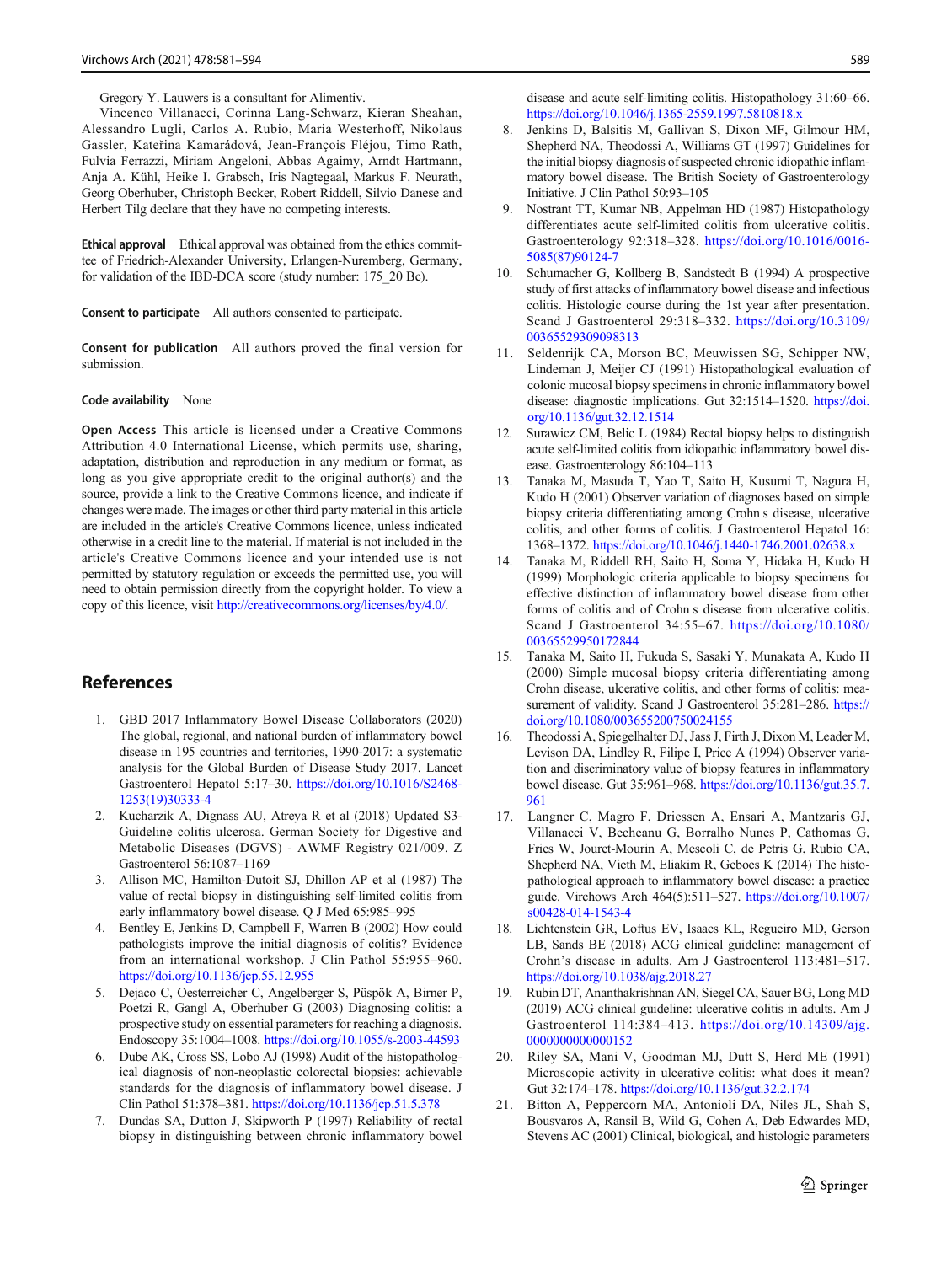Gregory Y. Lauwers is a consultant for Alimentiv.

Vincenco Villanacci, Corinna Lang-Schwarz, Kieran Sheahan, Alessandro Lugli, Carlos A. Rubio, Maria Westerhoff, Nikolaus Gassler, Kateřina Kamarádová, Jean-François Fléjou, Timo Rath, Fulvia Ferrazzi, Miriam Angeloni, Abbas Agaimy, Arndt Hartmann, Anja A. Kühl, Heike I. Grabsch, Iris Nagtegaal, Markus F. Neurath, Georg Oberhuber, Christoph Becker, Robert Riddell, Silvio Danese and Herbert Tilg declare that they have no competing interests.

**Ethical approval** Ethical approval was obtained from the ethics committee of Friedrich-Alexander University, Erlangen-Nuremberg, Germany, for validation of the IBD-DCA score (study number: 175_20 Bc).

**Consent to participate** All authors consented to participate.

**Consent for publication** All authors proved the final version for submission.

**Code availability** None

**Open Access** This article is licensed under a Creative Commons Attribution 4.0 International License, which permits use, sharing, adaptation, distribution and reproduction in any medium or format, as long as you give appropriate credit to the original author(s) and the source, provide a link to the Creative Commons licence, and indicate if changes were made. The images or other third party material in this article are included in the article's Creative Commons licence, unless indicated otherwise in a credit line to the material. If material is not included in the article's Creative Commons licence and your intended use is not permitted by statutory regulation or exceeds the permitted use, you will need to obtain permission directly from the copyright holder. To view a copy of this licence, visit http://creativecommons.org/licenses/by/4.0/.

## References

1. GBD 2017 Inflammatory Bowel Disease Collaborators (2020) The global, regional, and national burden of inflammatory bowel disease in 195 countries and territories, 1990-2017: a systematic analysis for the Global Burden of Disease Study 2017. Lancet Gastroenterol Hepatol 5:17–30. https://doi.org/10.1016/S2468-1253(19)30333-4
2. Kucharzik A, Dignass AU, Atreya R et al (2018) Updated S3-Guideline colitis ulcerosa. German Society for Digestive and Metabolic Diseases (DGVS) - AWMF Registry 021/009. Z Gastroenterol 56:1087–1169
3. Allison MC, Hamilton-Dutoit SJ, Dhillon AP et al (1987) The value of rectal biopsy in distinguishing self-limited colitis from early inflammatory bowel disease. Q J Med 65:985–995
4. Bentley E, Jenkins D, Campbell F, Warren B (2002) How could pathologists improve the initial diagnosis of colitis? Evidence from an international workshop. J Clin Pathol 55:955–960. https://doi.org/10.1136/jcp.55.12.955
5. Dejaco C, Oesterreicher C, Angelberger S, Püspök A, Birner P, Poetzi R, Gangl A, Oberhuber G (2003) Diagnosing colitis: a prospective study on essential parameters for reaching a diagnosis. Endoscopy 35:1004–1008. https://doi.org/10.1055/s-2003-44593
6. Dube AK, Cross SS, Lobo AJ (1998) Audit of the histopathological diagnosis of non-neoplastic colorectal biopsies: achievable standards for the diagnosis of inflammatory bowel disease. J Clin Pathol 51:378–381. https://doi.org/10.1136/jcp.51.5.378
7. Dundas SA, Dutton J, Skipworth P (1997) Reliability of rectal biopsy in distinguishing between chronic inflammatory bowel disease and acute self-limiting colitis. Histopathology 31:60–66. https://doi.org/10.1046/j.1365-2559.1997.5810818.x
8. Jenkins D, Balsitis M, Gallivan S, Dixon MF, Gilmour HM, Shepherd NA, Theodossi A, Williams GT (1997) Guidelines for the initial biopsy diagnosis of suspected chronic idiopathic inflammatory bowel disease. The British Society of Gastroenterology Initiative. J Clin Pathol 50:93–105
9. Nostrant TT, Kumar NB, Appelman HD (1987) Histopathology differentiates acute self-limited colitis from ulcerative colitis. Gastroenterology 92:318–328. https://doi.org/10.1016/0016-5085(87)90124-7
10. Schumacher G, Kollberg B, Sandstedt B (1994) A prospective study of first attacks of inflammatory bowel disease and infectious colitis. Histologic course during the 1st year after presentation. Scand J Gastroenterol 29:318–332. https://doi.org/10.3109/00365529309098313
11. Seldenrijk CA, Morson BC, Meuwissen SG, Schipper NW, Lindeman J, Meijer CJ (1991) Histopathological evaluation of colonic mucosal biopsy specimens in chronic inflammatory bowel disease: diagnostic implications. Gut 32:1514–1520. https://doi.org/10.1136/gut.32.12.1514
12. Surawicz CM, Belic L (1984) Rectal biopsy helps to distinguish acute self-limited colitis from idiopathic inflammatory bowel disease. Gastroenterology 86:104–113
13. Tanaka M, Masuda T, Yao T, Saito H, Kusumi T, Nagura H, Kudo H (2001) Observer variation of diagnoses based on simple biopsy criteria differentiating among Crohn s disease, ulcerative colitis, and other forms of colitis. J Gastroenterol Hepatol 16:1368–1372. https://doi.org/10.1046/j.1440-1746.2001.02638.x
14. Tanaka M, Riddell RH, Saito H, Soma Y, Hidaka H, Kudo H (1999) Morphologic criteria applicable to biopsy specimens for effective distinction of inflammatory bowel disease from other forms of colitis and of Crohn s disease from ulcerative colitis. Scand J Gastroenterol 34:55–67. https://doi.org/10.1080/00365529950172844
15. Tanaka M, Saito H, Fukuda S, Sasaki Y, Munakata A, Kudo H (2000) Simple mucosal biopsy criteria differentiating among Crohn disease, ulcerative colitis, and other forms of colitis: measurement of validity. Scand J Gastroenterol 35:281–286. https://doi.org/10.1080/003655200750024155
16. Theodossi A, Spiegelhalter DJ, Jass J, Firth J, Dixon M, Leader M, Levison DA, Lindley R, Filipe I, Price A (1994) Observer variation and discriminatory value of biopsy features in inflammatory bowel disease. Gut 35:961–968. https://doi.org/10.1136/gut.35.7.961
17. Langner C, Magro F, Driessen A, Ensari A, Mantzaris GJ, Villanacci V, Becheanu G, Borralho Nunes P, Cathomas G, Fries W, Jouret-Mourin A, Mescoli C, de Petris G, Rubio CA, Shepherd NA, Vieth M, Eliakim R, Geboes K (2014) The histopathological approach to inflammatory bowel disease: a practice guide. Virchows Arch 464(5):511–527. https://doi.org/10.1007/s00428-014-1543-4
18. Lichtenstein GR, Loftus EV, Isaacs KL, Regueiro MD, Gerson LB, Sands BE (2018) ACG clinical guideline: management of Crohn's disease in adults. Am J Gastroenterol 113:481–517. https://doi.org/10.1038/ajg.2018.27
19. Rubin DT, Ananthakrishnan AN, Siegel CA, Sauer BG, Long MD (2019) ACG clinical guideline: ulcerative colitis in adults. Am J Gastroenterol 114:384–413. https://doi.org/10.14309/ajg.0000000000000152
20. Riley SA, Mani V, Goodman MJ, Dutt S, Herd ME (1991) Microscopic activity in ulcerative colitis: what does it mean? Gut 32:174–178. https://doi.org/10.1136/gut.32.2.174
21. Bitton A, Peppercorn MA, Antonioli DA, Niles JL, Shah S, Bousvaros A, Ransil B, Wild G, Cohen A, Deb Edwardes MD, Stevens AC (2001) Clinical, biological, and histologic parameters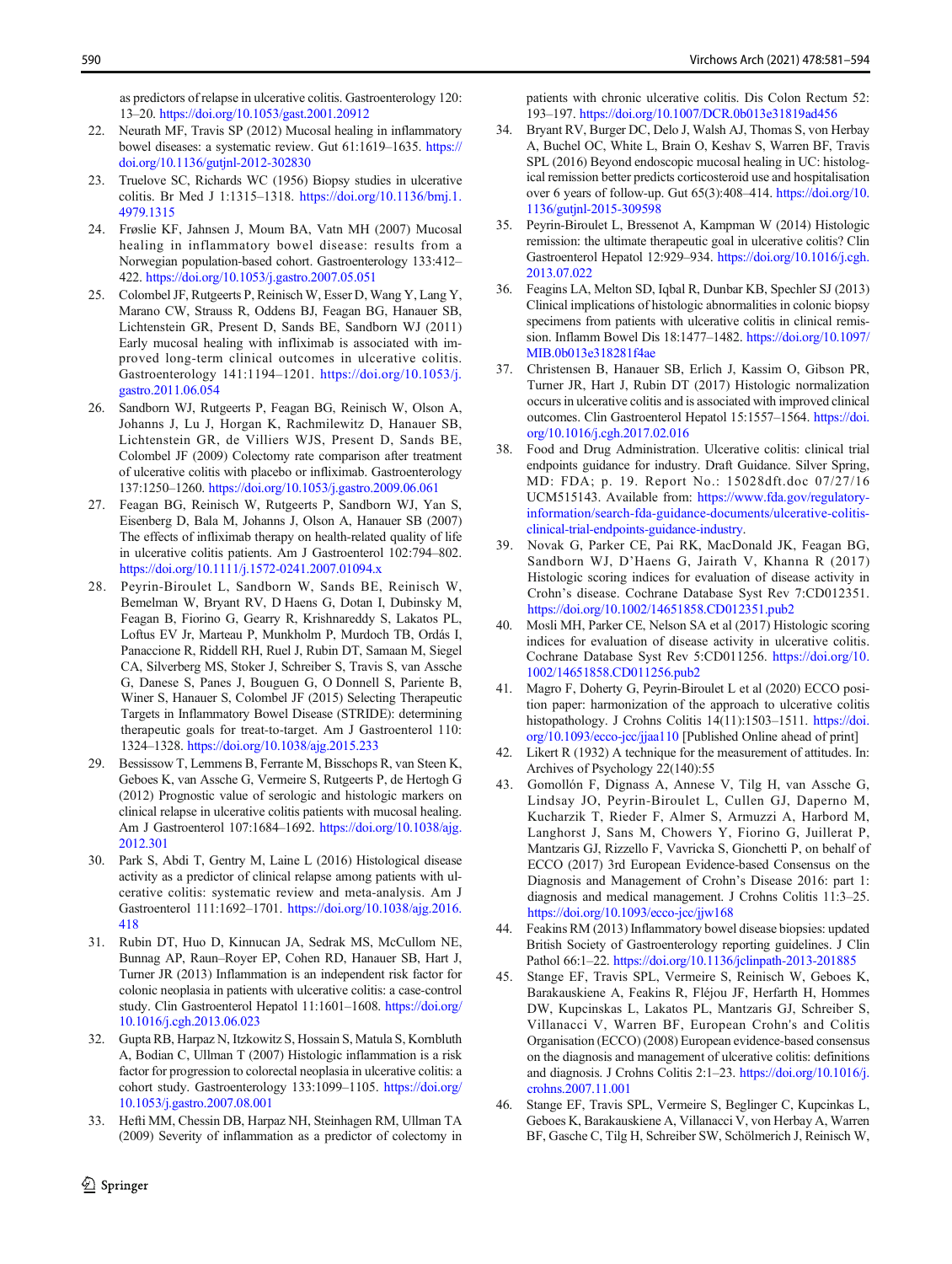as predictors of relapse in ulcerative colitis. Gastroenterology 120: 13–20. https://doi.org/10.1053/gast.2001.20912

22. Neurath MF, Travis SP (2012) Mucosal healing in inflammatory bowel diseases: a systematic review. Gut 61:1619–1635. https://doi.org/10.1136/gutjnl-2012-302830
23. Truelove SC, Richards WC (1956) Biopsy studies in ulcerative colitis. Br Med J 1:1315–1318. https://doi.org/10.1136/bmj.1.4979.1315
24. Frøslie KF, Jahnsen J, Moum BA, Vatn MH (2007) Mucosal healing in inflammatory bowel disease: results from a Norwegian population-based cohort. Gastroenterology 133:412–422. https://doi.org/10.1053/j.gastro.2007.05.051
25. Colombel JF, Rutgeerts P, Reinisch W, Esser D, Wang Y, Lang Y, Marano CW, Strauss R, Oddens BJ, Feagan BG, Hanauer SB, Lichtenstein GR, Present D, Sands BE, Sandborn WJ (2011) Early mucosal healing with infliximab is associated with improved long-term clinical outcomes in ulcerative colitis. Gastroenterology 141:1194–1201. https://doi.org/10.1053/j.gastro.2011.06.054
26. Sandborn WJ, Rutgeerts P, Feagan BG, Reinisch W, Olson A, Johanns J, Lu J, Horgan K, Rachmilewitz D, Hanauer SB, Lichtenstein GR, de Villiers WJS, Present D, Sands BE, Colombel JF (2009) Colectomy rate comparison after treatment of ulcerative colitis with placebo or infliximab. Gastroenterology 137:1250–1260. https://doi.org/10.1053/j.gastro.2009.06.061
27. Feagan BG, Reinisch W, Rutgeerts P, Sandborn WJ, Yan S, Eisenberg D, Bala M, Johanns J, Olson A, Hanauer SB (2007) The effects of infliximab therapy on health-related quality of life in ulcerative colitis patients. Am J Gastroenterol 102:794–802. https://doi.org/10.1111/j.1572-0241.2007.01094.x
28. Peyrin-Biroulet L, Sandborn W, Sands BE, Reinisch W, Bemelman W, Bryant RV, D Haens G, Dotan I, Dubinsky M, Feagan B, Fiorino G, Gearry R, Krishnareddy S, Lakatos PL, Loftus EV Jr, Marteau P, Munkholm P, Murdoch TB, Ordás I, Panaccione R, Riddell RH, Ruel J, Rubin DT, Samaan M, Siegel CA, Silverberg MS, Stoker J, Schreiber S, Travis S, van Assche G, Danese S, Panes J, Bouguen G, O Donnell S, Pariente B, Winer S, Hanauer S, Colombel JF (2015) Selecting Therapeutic Targets in Inflammatory Bowel Disease (STRIDE): determining therapeutic goals for treat-to-target. Am J Gastroenterol 110: 1324–1328. https://doi.org/10.1038/ajg.2015.233
29. Bessissow T, Lemmens B, Ferrante M, Bisschops R, van Steen K, Geboes K, van Assche G, Vermeire S, Rutgeerts P, de Hertogh G (2012) Prognostic value of serologic and histologic markers on clinical relapse in ulcerative colitis patients with mucosal healing. Am J Gastroenterol 107:1684–1692. https://doi.org/10.1038/ajg.2012.301
30. Park S, Abdi T, Gentry M, Laine L (2016) Histological disease activity as a predictor of clinical relapse among patients with ulcerative colitis: systematic review and meta-analysis. Am J Gastroenterol 111:1692–1701. https://doi.org/10.1038/ajg.2016.418
31. Rubin DT, Huo D, Kinnucan JA, Sedrak MS, McCullom NE, Bunnag AP, Raun–Royer EP, Cohen RD, Hanauer SB, Hart J, Turner JR (2013) Inflammation is an independent risk factor for colonic neoplasia in patients with ulcerative colitis: a case-control study. Clin Gastroenterol Hepatol 11:1601–1608. https://doi.org/10.1016/j.cgh.2013.06.023
32. Gupta RB, Harpaz N, Itzkowitz S, Hossain S, Matula S, Kornbluth A, Bodian C, Ullman T (2007) Histologic inflammation is a risk factor for progression to colorectal neoplasia in ulcerative colitis: a cohort study. Gastroenterology 133:1099–1105. https://doi.org/10.1053/j.gastro.2007.08.001
33. Hefti MM, Chessin DB, Harpaz NH, Steinhagen RM, Ullman TA (2009) Severity of inflammation as a predictor of colectomy in patients with chronic ulcerative colitis. Dis Colon Rectum 52: 193–197. https://doi.org/10.1007/DCR.0b013e31819ad456
34. Bryant RV, Burger DC, Delo J, Walsh AJ, Thomas S, von Herbay A, Buchel OC, White L, Brain O, Keshav S, Warren BF, Travis SPL (2016) Beyond endoscopic mucosal healing in UC: histological remission better predicts corticosteroid use and hospitalisation over 6 years of follow-up. Gut 65(3):408–414. https://doi.org/10.1136/gutjnl-2015-309598
35. Peyrin-Biroulet L, Bressenot A, Kampman W (2014) Histologic remission: the ultimate therapeutic goal in ulcerative colitis? Clin Gastroenterol Hepatol 12:929–934. https://doi.org/10.1016/j.cgh.2013.07.022
36. Feagins LA, Melton SD, Iqbal R, Dunbar KB, Spechler SJ (2013) Clinical implications of histologic abnormalities in colonic biopsy specimens from patients with ulcerative colitis in clinical remission. Inflamm Bowel Dis 18:1477–1482. https://doi.org/10.1097/MIB.0b013e318281f4ae
37. Christensen B, Hanauer SB, Erlich J, Kassim O, Gibson PR, Turner JR, Hart J, Rubin DT (2017) Histologic normalization occurs in ulcerative colitis and is associated with improved clinical outcomes. Clin Gastroenterol Hepatol 15:1557–1564. https://doi.org/10.1016/j.cgh.2017.02.016
38. Food and Drug Administration. Ulcerative colitis: clinical trial endpoints guidance for industry. Draft Guidance. Silver Spring, MD: FDA; p. 19. Report No.: 15028dft.doc 07/27/16 UCM515143. Available from: https://www.fda.gov/regulatory-information/search-fda-guidance-documents/ulcerative-colitis-clinical-trial-endpoints-guidance-industry.
39. Novak G, Parker CE, Pai RK, MacDonald JK, Feagan BG, Sandborn WJ, D'Haens G, Jairath V, Khanna R (2017) Histologic scoring indices for evaluation of disease activity in Crohn's disease. Cochrane Database Syst Rev 7:CD012351. https://doi.org/10.1002/14651858.CD012351.pub2
40. Mosli MH, Parker CE, Nelson SA et al (2017) Histologic scoring indices for evaluation of disease activity in ulcerative colitis. Cochrane Database Syst Rev 5:CD011256. https://doi.org/10.1002/14651858.CD011256.pub2
41. Magro F, Doherty G, Peyrin-Biroulet L et al (2020) ECCO position paper: harmonization of the approach to ulcerative colitis histopathology. J Crohns Colitis 14(11):1503–1511. https://doi.org/10.1093/ecco-jcc/jjaa110 [Published Online ahead of print]
42. Likert R (1932) A technique for the measurement of attitudes. In: Archives of Psychology 22(140):55
43. Gomollón F, Dignass A, Annese V, Tilg H, van Assche G, Lindsay JO, Peyrin-Biroulet L, Cullen GJ, Daperno M, Kucharzik T, Rieder F, Almer S, Armuzzi A, Harbord M, Langhorst J, Sans M, Chowers Y, Fiorino G, Juillerat P, Mantzaris GJ, Rizzello F, Vavricka S, Gionchetti P, on behalf of ECCO (2017) 3rd European Evidence-based Consensus on the Diagnosis and Management of Crohn's Disease 2016: part 1: diagnosis and medical management. J Crohns Colitis 11:3–25. https://doi.org/10.1093/ecco-jcc/jjw168
44. Feakins RM (2013) Inflammatory bowel disease biopsies: updated British Society of Gastroenterology reporting guidelines. J Clin Pathol 66:1–22. https://doi.org/10.1136/jclinpath-2013-201885
45. Stange EF, Travis SPL, Vermeire S, Reinisch W, Geboes K, Barakauskiene A, Feakins R, Fléjou JF, Herfarth H, Hommes DW, Kupcinskas L, Lakatos PL, Mantzaris GJ, Schreiber S, Villanacci V, Warren BF, European Crohn's and Colitis Organisation (ECCO) (2008) European evidence-based consensus on the diagnosis and management of ulcerative colitis: definitions and diagnosis. J Crohns Colitis 2:1–23. https://doi.org/10.1016/j.crohns.2007.11.001
46. Stange EF, Travis SPL, Vermeire S, Beglinger C, Kupcinkas L, Geboes K, Barakauskiene A, Villanacci V, von Herbay A, Warren BF, Gasche C, Tilg H, Schreiber SW, Schölmerich J, Reinisch W,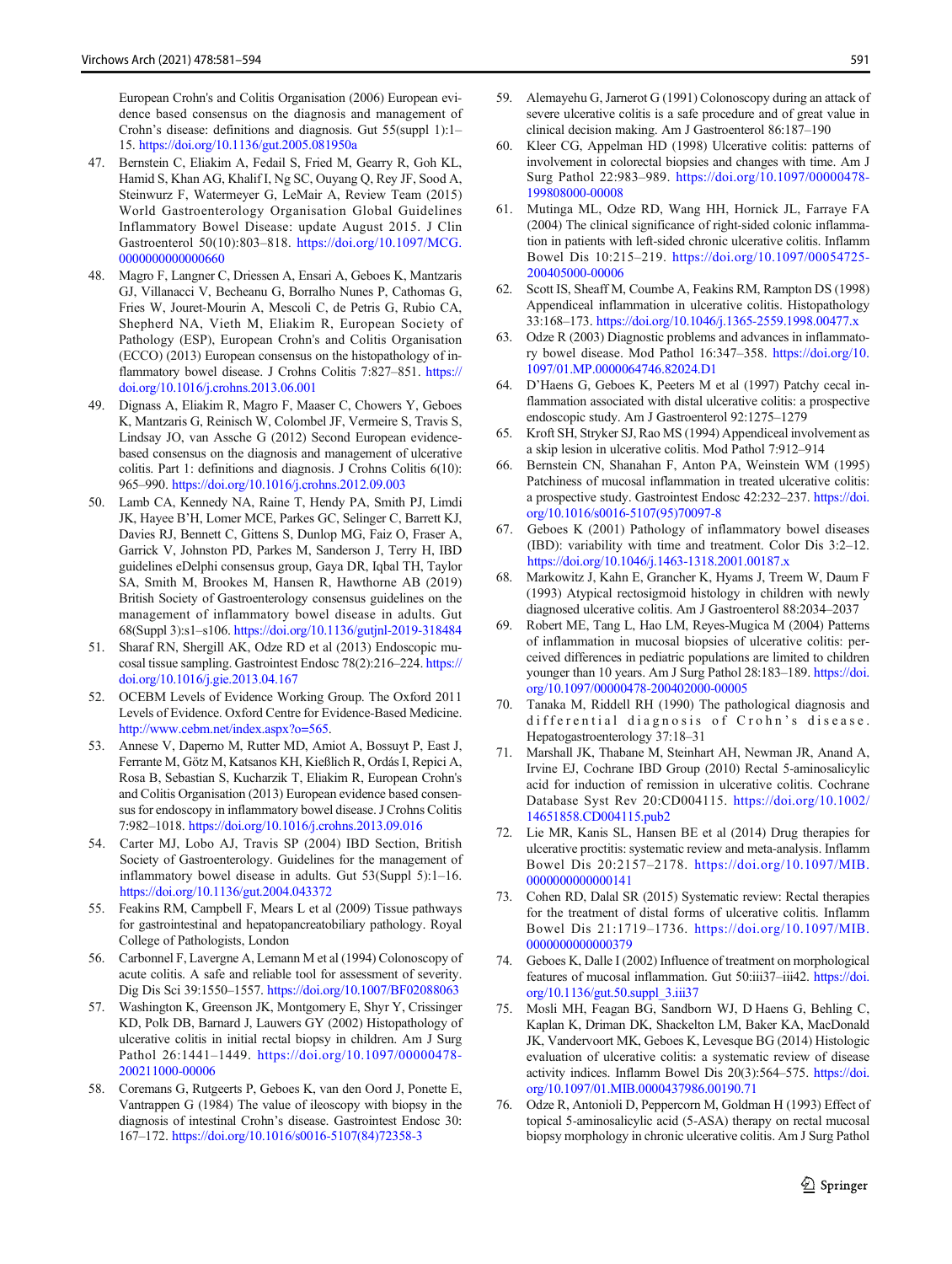European Crohn's and Colitis Organisation (2006) European evidence based consensus on the diagnosis and management of Crohn's disease: definitions and diagnosis. Gut 55(suppl 1):1–15. https://doi.org/10.1136/gut.2005.081950a

47. Bernstein C, Eliakim A, Fedail S, Fried M, Gearry R, Goh KL, Hamid S, Khan AG, Khalif I, Ng SC, Ouyang Q, Rey JF, Sood A, Steinwurz F, Watermeyer G, LeMair A, Review Team (2015) World Gastroenterology Organisation Global Guidelines Inflammatory Bowel Disease: update August 2015. J Clin Gastroenterol 50(10):803–818. https://doi.org/10.1097/MCG.0000000000000660
48. Magro F, Langner C, Driessen A, Ensari A, Geboes K, Mantzaris GJ, Villanacci V, Becheanu G, Borralho Nunes P, Cathomas G, Fries W, Jouret-Mourin A, Mescoli C, de Petris G, Rubio CA, Shepherd NA, Vieth M, Eliakim R, European Society of Pathology (ESP), European Crohn's and Colitis Organisation (ECCO) (2013) European consensus on the histopathology of inflammatory bowel disease. J Crohns Colitis 7:827–851. https://doi.org/10.1016/j.crohns.2013.06.001
49. Dignass A, Eliakim R, Magro F, Maaser C, Chowers Y, Geboes K, Mantzaris G, Reinisch W, Colombel JF, Vermeire S, Travis S, Lindsay JO, van Assche G (2012) Second European evidence-based consensus on the diagnosis and management of ulcerative colitis. Part 1: definitions and diagnosis. J Crohns Colitis 6(10): 965–990. https://doi.org/10.1016/j.crohns.2012.09.003
50. Lamb CA, Kennedy NA, Raine T, Hendy PA, Smith PJ, Limdi JK, Hayee B'H, Lomer MCE, Parkes GC, Selinger C, Barrett KJ, Davies RJ, Bennett C, Gittens S, Dunlop MG, Faiz O, Fraser A, Garrick V, Johnston PD, Parkes M, Sanderson J, Terry H, IBD guidelines eDelphi consensus group, Gaya DR, Iqbal TH, Taylor SA, Smith M, Brookes M, Hansen R, Hawthorne AB (2019) British Society of Gastroenterology consensus guidelines on the management of inflammatory bowel disease in adults. Gut 68(Suppl 3):s1–s106. https://doi.org/10.1136/gutjnl-2019-318484
51. Sharaf RN, Shergill AK, Odze RD et al (2013) Endoscopic mucosal tissue sampling. Gastrointest Endosc 78(2):216–224. https://doi.org/10.1016/j.gie.2013.04.167
52. OCEBM Levels of Evidence Working Group. The Oxford 2011 Levels of Evidence. Oxford Centre for Evidence-Based Medicine. http://www.cebm.net/index.aspx?o=565.
53. Annese V, Daperno M, Rutter MD, Amiot A, Bossuyt P, East J, Ferrante M, Götz M, Katsanos KH, Kießlich R, Ordás I, Repici A, Rosa B, Sebastian S, Kucharzik T, Eliakim R, European Crohn's and Colitis Organisation (2013) European evidence based consensus for endoscopy in inflammatory bowel disease. J Crohns Colitis 7:982–1018. https://doi.org/10.1016/j.crohns.2013.09.016
54. Carter MJ, Lobo AJ, Travis SP (2004) IBD Section, British Society of Gastroenterology. Guidelines for the management of inflammatory bowel disease in adults. Gut 53(Suppl 5):1–16. https://doi.org/10.1136/gut.2004.043372
55. Feakins RM, Campbell F, Mears L et al (2009) Tissue pathways for gastrointestinal and hepatopancreatobiliary pathology. Royal College of Pathologists, London
56. Carbonnel F, Lavergne A, Lemann M et al (1994) Colonoscopy of acute colitis. A safe and reliable tool for assessment of severity. Dig Dis Sci 39:1550–1557. https://doi.org/10.1007/BF02088063
57. Washington K, Greenson JK, Montgomery E, Shyr Y, Crissinger KD, Polk DB, Barnard J, Lauwers GY (2002) Histopathology of ulcerative colitis in initial rectal biopsy in children. Am J Surg Pathol 26:1441–1449. https://doi.org/10.1097/00000478-200211000-00006
58. Coremans G, Rutgeerts P, Geboes K, van den Oord J, Ponette E, Vantrappen G (1984) The value of ileoscopy with biopsy in the diagnosis of intestinal Crohn's disease. Gastrointest Endosc 30: 167–172. https://doi.org/10.1016/s0016-5107(84)72358-3
59. Alemayehu G, Jarnerot G (1991) Colonoscopy during an attack of severe ulcerative colitis is a safe procedure and of great value in clinical decision making. Am J Gastroenterol 86:187–190
60. Kleer CG, Appelman HD (1998) Ulcerative colitis: patterns of involvement in colorectal biopsies and changes with time. Am J Surg Pathol 22:983–989. https://doi.org/10.1097/00000478-199808000-00008
61. Mutinga ML, Odze RD, Wang HH, Hornick JL, Farraye FA (2004) The clinical significance of right-sided colonic inflammation in patients with left-sided chronic ulcerative colitis. Inflamm Bowel Dis 10:215–219. https://doi.org/10.1097/00054725-200405000-00006
62. Scott IS, Sheaff M, Coumbe A, Feakins RM, Rampton DS (1998) Appendiceal inflammation in ulcerative colitis. Histopathology 33:168–173. https://doi.org/10.1046/j.1365-2559.1998.00477.x
63. Odze R (2003) Diagnostic problems and advances in inflammatory bowel disease. Mod Pathol 16:347–358. https://doi.org/10.1097/01.MP.0000064746.82024.D1
64. D'Haens G, Geboes K, Peeters M et al (1997) Patchy cecal inflammation associated with distal ulcerative colitis: a prospective endoscopic study. Am J Gastroenterol 92:1275–1279
65. Kroft SH, Stryker SJ, Rao MS (1994) Appendiceal involvement as a skip lesion in ulcerative colitis. Mod Pathol 7:912–914
66. Bernstein CN, Shanahan F, Anton PA, Weinstein WM (1995) Patchiness of mucosal inflammation in treated ulcerative colitis: a prospective study. Gastrointest Endosc 42:232–237. https://doi.org/10.1016/s0016-5107(95)70097-8
67. Geboes K (2001) Pathology of inflammatory bowel diseases (IBD): variability with time and treatment. Color Dis 3:2–12. https://doi.org/10.1046/j.1463-1318.2001.00187.x
68. Markowitz J, Kahn E, Grancher K, Hyams J, Treem W, Daum F (1993) Atypical rectosigmoid histology in children with newly diagnosed ulcerative colitis. Am J Gastroenterol 88:2034–2037
69. Robert ME, Tang L, Hao LM, Reyes-Mugica M (2004) Patterns of inflammation in mucosal biopsies of ulcerative colitis: perceived differences in pediatric populations are limited to children younger than 10 years. Am J Surg Pathol 28:183–189. https://doi.org/10.1097/00000478-200402000-00005
70. Tanaka M, Riddell RH (1990) The pathological diagnosis and differential diagnosis of Crohn's disease. Hepatogastroenterology 37:18–31
71. Marshall JK, Thabane M, Steinhart AH, Newman JR, Anand A, Irvine EJ, Cochrane IBD Group (2010) Rectal 5-aminosalicylic acid for induction of remission in ulcerative colitis. Cochrane Database Syst Rev 20:CD004115. https://doi.org/10.1002/14651858.CD004115.pub2
72. Lie MR, Kanis SL, Hansen BE et al (2014) Drug therapies for ulcerative proctitis: systematic review and meta-analysis. Inflamm Bowel Dis 20:2157–2178. https://doi.org/10.1097/MIB.0000000000000141
73. Cohen RD, Dalal SR (2015) Systematic review: Rectal therapies for the treatment of distal forms of ulcerative colitis. Inflamm Bowel Dis 21:1719–1736. https://doi.org/10.1097/MIB.0000000000000379
74. Geboes K, Dalle I (2002) Influence of treatment on morphological features of mucosal inflammation. Gut 50:iii37–iii42. https://doi.org/10.1136/gut.50.suppl_3.iii37
75. Mosli MH, Feagan BG, Sandborn WJ, D Haens G, Behling C, Kaplan K, Driman DK, Shackelton LM, Baker KA, MacDonald JK, Vandervoort MK, Geboes K, Levesque BG (2014) Histologic evaluation of ulcerative colitis: a systematic review of disease activity indices. Inflamm Bowel Dis 20(3):564–575. https://doi.org/10.1097/01.MIB.0000437986.00190.71
76. Odze R, Antonioli D, Peppercorn M, Goldman H (1993) Effect of topical 5-aminosalicylic acid (5-ASA) therapy on rectal mucosal biopsy morphology in chronic ulcerative colitis. Am J Surg Pathol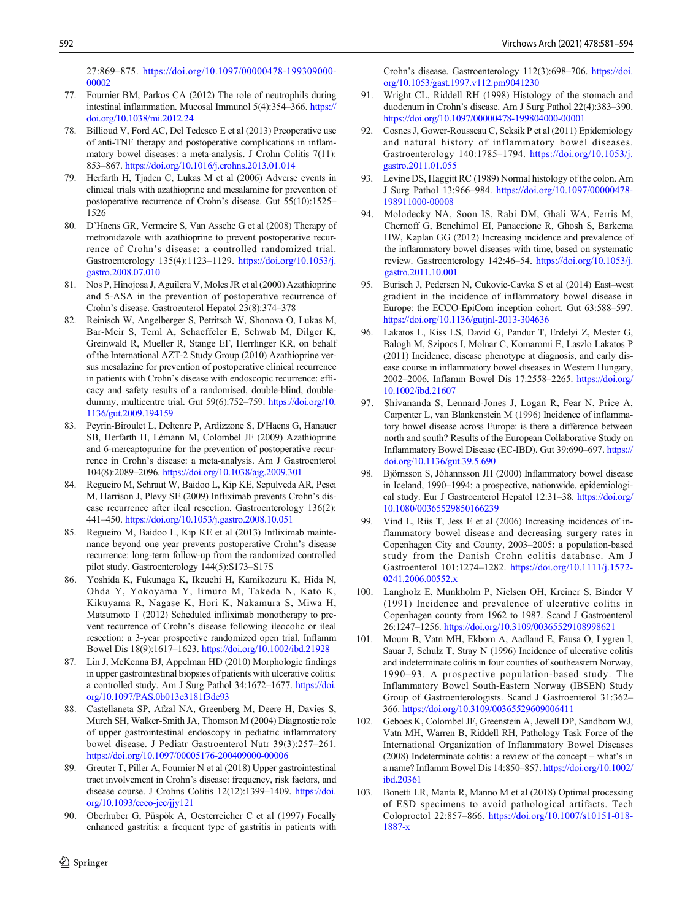27:869–875. https://doi.org/10.1097/00000478-199309000-00002

77. Fournier BM, Parkos CA (2012) The role of neutrophils during intestinal inflammation. Mucosal Immunol 5(4):354–366. https://doi.org/10.1038/mi.2012.24
78. Billioud V, Ford AC, Del Tedesco E et al (2013) Preoperative use of anti-TNF therapy and postoperative complications in inflammatory bowel diseases: a meta-analysis. J Crohn Colitis 7(11): 853–867. https://doi.org/10.1016/j.crohns.2013.01.014
79. Herfarth H, Tjaden C, Lukas M et al (2006) Adverse events in clinical trials with azathioprine and mesalamine for prevention of postoperative recurrence of Crohn's disease. Gut 55(10):1525–1526
80. D'Haens GR, Vermeire S, Van Assche G et al (2008) Therapy of metronidazole with azathioprine to prevent postoperative recurrence of Crohn's disease: a controlled randomized trial. Gastroenterology 135(4):1123–1129. https://doi.org/10.1053/j.gastro.2008.07.010
81. Nos P, Hinojosa J, Aguilera V, Moles JR et al (2000) Azathioprine and 5-ASA in the prevention of postoperative recurrence of Crohn's disease. Gastroenterol Hepatol 23(8):374–378
82. Reinisch W, Angelberger S, Petritsch W, Shonova O, Lukas M, Bar-Meir S, Teml A, Schaeffeler E, Schwab M, Dilger K, Greinwald R, Mueller R, Stange EF, Herrlinger KR, on behalf of the International AZT-2 Study Group (2010) Azathioprine versus mesalazine for prevention of postoperative clinical recurrence in patients with Crohn's disease with endoscopic recurrence: efficacy and safety results of a randomised, double-blind, double-dummy, multicentre trial. Gut 59(6):752–759. https://doi.org/10.1136/gut.2009.194159
83. Peyrin-Biroulet L, Deltenre P, Ardizzone S, D'Haens G, Hanauer SB, Herfarth H, Lémann M, Colombel JF (2009) Azathioprine and 6-mercaptopurine for the prevention of postoperative recurrence in Crohn's disease: a meta-analysis. Am J Gastroenterol 104(8):2089–2096. https://doi.org/10.1038/ajg.2009.301
84. Regueiro M, Schraut W, Baidoo L, Kip KE, Sepulveda AR, Pesci M, Harrison J, Plevy SE (2009) Infliximab prevents Crohn's disease recurrence after ileal resection. Gastroenterology 136(2): 441–450. https://doi.org/10.1053/j.gastro.2008.10.051
85. Regueiro M, Baidoo L, Kip KE et al (2013) Infliximab maintenance beyond one year prevents postoperative Crohn's disease recurrence: long-term follow-up from the randomized controlled pilot study. Gastroenterology 144(5):S173–S17S
86. Yoshida K, Fukunaga K, Ikeuchi H, Kamikozuru K, Hida N, Ohda Y, Yokoyama Y, Iimuro M, Takeda N, Kato K, Kikuyama R, Nagase K, Hori K, Nakamura S, Miwa H, Matsumoto T (2012) Scheduled infliximab monotherapy to prevent recurrence of Crohn's disease following ileocolic or ileal resection: a 3-year prospective randomized open trial. Inflamm Bowel Dis 18(9):1617–1623. https://doi.org/10.1002/ibd.21928
87. Lin J, McKenna BJ, Appelman HD (2010) Morphologic findings in upper gastrointestinal biopsies of patients with ulcerative colitis: a controlled study. Am J Surg Pathol 34:1672–1677. https://doi.org/10.1097/PAS.0b013e3181f3de93
88. Castellaneta SP, Afzal NA, Greenberg M, Deere H, Davies S, Murch SH, Walker-Smith JA, Thomson M (2004) Diagnostic role of upper gastrointestinal endoscopy in pediatric inflammatory bowel disease. J Pediatr Gastroenterol Nutr 39(3):257–261. https://doi.org/10.1097/00005176-200409000-00006
89. Greuter T, Piller A, Fournier N et al (2018) Upper gastrointestinal tract involvement in Crohn's disease: frequency, risk factors, and disease course. J Crohns Colitis 12(12):1399–1409. https://doi.org/10.1093/ecco-jcc/jjy121
90. Oberhuber G, Püspök A, Oesterreicher C et al (1997) Focally enhanced gastritis: a frequent type of gastritis in patients with Crohn's disease. Gastroenterology 112(3):698–706. https://doi.org/10.1053/gast.1997.v112.pm9041230
91. Wright CL, Riddell RH (1998) Histology of the stomach and duodenum in Crohn's disease. Am J Surg Pathol 22(4):383–390. https://doi.org/10.1097/00000478-199804000-00001
92. Cosnes J, Gower-Rousseau C, Seksik P et al (2011) Epidemiology and natural history of inflammatory bowel diseases. Gastroenterology 140:1785–1794. https://doi.org/10.1053/j.gastro.2011.01.055
93. Levine DS, Haggitt RC (1989) Normal histology of the colon. Am J Surg Pathol 13:966–984. https://doi.org/10.1097/00000478-198911000-00008
94. Molodecky NA, Soon IS, Rabi DM, Ghali WA, Ferris M, Chernoff G, Benchimol EI, Panaccione R, Ghosh S, Barkema HW, Kaplan GG (2012) Increasing incidence and prevalence of the inflammatory bowel diseases with time, based on systematic review. Gastroenterology 142:46–54. https://doi.org/10.1053/j.gastro.2011.10.001
95. Burisch J, Pedersen N, Cukovic-Cavka S et al (2014) East–west gradient in the incidence of inflammatory bowel disease in Europe: the ECCO-EpiCom inception cohort. Gut 63:588–597. https://doi.org/10.1136/gutjnl-2013-304636
96. Lakatos L, Kiss LS, David G, Pandur T, Erdelyi Z, Mester G, Balogh M, Szipocs I, Molnar C, Komaromi E, Laszlo Lakatos P (2011) Incidence, disease phenotype at diagnosis, and early disease course in inflammatory bowel diseases in Western Hungary, 2002–2006. Inflamm Bowel Dis 17:2558–2265. https://doi.org/10.1002/ibd.21607
97. Shivananda S, Lennard-Jones J, Logan R, Fear N, Price A, Carpenter L, van Blankenstein M (1996) Incidence of inflammatory bowel disease across Europe: is there a difference between north and south? Results of the European Collaborative Study on Inflammatory Bowel Disease (EC-IBD). Gut 39:690–697. https://doi.org/10.1136/gut.39.5.690
98. Björnsson S, Jóhannsson JH (2000) Inflammatory bowel disease in Iceland, 1990–1994: a prospective, nationwide, epidemiological study. Eur J Gastroenterol Hepatol 12:31–38. https://doi.org/10.1080/00365529850166239
99. Vind I, Riis T, Jess E et al (2006) Increasing incidences of inflammatory bowel disease and decreasing surgery rates in Copenhagen City and County, 2003–2005: a population-based study from the Danish Crohn colitis database. Am J Gastroenterol 101:1274–1282. https://doi.org/10.1111/j.1572-0241.2006.00552.x
100. Langholz E, Munkholm P, Nielsen OH, Kreiner S, Binder V (1991) Incidence and prevalence of ulcerative colitis in Copenhagen county from 1962 to 1987. Scand J Gastroenterol 26:1247–1256. https://doi.org/10.3109/00365529108998621
101. Moum B, Vatn MH, Ekbom A, Aadland E, Fausa O, Lygren I, Sauar J, Schulz T, Stray N (1996) Incidence of ulcerative colitis and indeterminate colitis in four counties of southeastern Norway, 1990–93. A prospective population-based study. The Inflammatory Bowel South-Eastern Norway (IBSEN) Study Group of Gastroenterologists. Scand J Gastroenterol 31:362–366. https://doi.org/10.3109/00365529609006411
102. Geboes K, Colombel JF, Greenstein A, Jewell DP, Sandborn WJ, Vatn MH, Warren B, Riddell RH, Pathology Task Force of the International Organization of Inflammatory Bowel Diseases (2008) Indeterminate colitis: a review of the concept – what's in a name? Inflamm Bowel Dis 14:850–857. https://doi.org/10.1002/ibd.20361
103. Bonetti LR, Manta R, Manno M et al (2018) Optimal processing of ESD specimens to avoid pathological artifacts. Tech Coloproctol 22:857–866. https://doi.org/10.1007/s10151-018-1887-x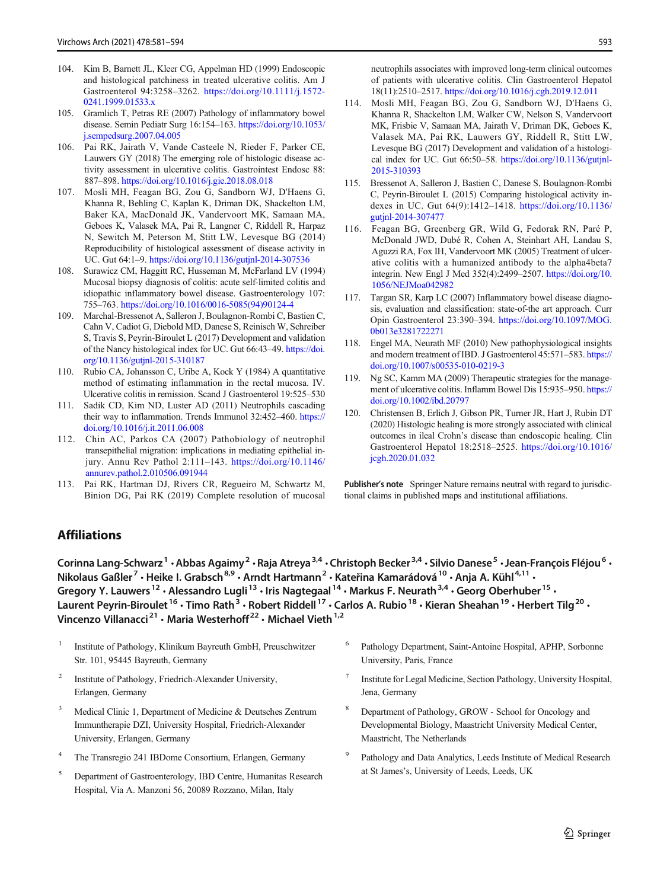104. Kim B, Barnett JL, Kleer CG, Appelman HD (1999) Endoscopic and histological patchiness in treated ulcerative colitis. Am J Gastroenterol 94:3258–3262. https://doi.org/10.1111/j.1572-0241.1999.01533.x
105. Gramlich T, Petras RE (2007) Pathology of inflammatory bowel disease. Semin Pediatr Surg 16:154–163. https://doi.org/10.1053/j.sempedsurg.2007.04.005
106. Pai RK, Jairath V, Vande Casteele N, Rieder F, Parker CE, Lauwers GY (2018) The emerging role of histologic disease activity assessment in ulcerative colitis. Gastrointest Endosc 88: 887–898. https://doi.org/10.1016/j.gie.2018.08.018
107. Mosli MH, Feagan BG, Zou G, Sandborn WJ, D'Haens G, Khanna R, Behling C, Kaplan K, Driman DK, Shackelton LM, Baker KA, MacDonald JK, Vandervoort MK, Samaan MA, Geboes K, Valasek MA, Pai R, Langner C, Riddell R, Harpaz N, Sewitch M, Peterson M, Stitt LW, Levesque BG (2014) Reproducibility of histological assessment of disease activity in UC. Gut 64:1–9. https://doi.org/10.1136/gutjnl-2014-307536
108. Surawicz CM, Haggitt RC, Husseman M, McFarland LV (1994) Mucosal biopsy diagnosis of colitis: acute self-limited colitis and idiopathic inflammatory bowel disease. Gastroenterology 107: 755–763. https://doi.org/10.1016/0016-5085(94)90124-4
109. Marchal-Bressenot A, Salleron J, Boulagnon-Rombi C, Bastien C, Cahn V, Cadiot G, Diebold MD, Danese S, Reinisch W, Schreiber S, Travis S, Peyrin-Biroulet L (2017) Development and validation of the Nancy histological index for UC. Gut 66:43–49. https://doi.org/10.1136/gutjnl-2015-310187
110. Rubio CA, Johansson C, Uribe A, Kock Y (1984) A quantitative method of estimating inflammation in the rectal mucosa. IV. Ulcerative colitis in remission. Scand J Gastroenterol 19:525–530
111. Sadik CD, Kim ND, Luster AD (2011) Neutrophils cascading their way to inflammation. Trends Immunol 32:452–460. https://doi.org/10.1016/j.it.2011.06.008
112. Chin AC, Parkos CA (2007) Pathobiology of neutrophil transepithelial migration: implications in mediating epithelial injury. Annu Rev Pathol 2:111–143. https://doi.org/10.1146/annurev.pathol.2.010506.091944
113. Pai RK, Hartman DJ, Rivers CR, Regueiro M, Schwartz M, Binion DG, Pai RK (2019) Complete resolution of mucosal neutrophils associates with improved long-term clinical outcomes of patients with ulcerative colitis. Clin Gastroenterol Hepatol 18(11):2510–2517. https://doi.org/10.1016/j.cgh.2019.12.011
114. Mosli MH, Feagan BG, Zou G, Sandborn WJ, D'Haens G, Khanna R, Shackelton LM, Walker CW, Nelson S, Vandervoort MK, Frisbie V, Samaan MA, Jairath V, Driman DK, Geboes K, Valasek MA, Pai RK, Lauwers GY, Riddell R, Stitt LW, Levesque BG (2017) Development and validation of a histological index for UC. Gut 66:50–58. https://doi.org/10.1136/gutjnl-2015-310393
115. Bressenot A, Salleron J, Bastien C, Danese S, Boulagnon-Rombi C, Peyrin-Biroulet L (2015) Comparing histological activity indexes in UC. Gut 64(9):1412–1418. https://doi.org/10.1136/gutjnl-2014-307477
116. Feagan BG, Greenberg GR, Wild G, Fedorak RN, Paré P, McDonald JWD, Dubé R, Cohen A, Steinhart AH, Landau S, Aguzzi RA, Fox IH, Vandervoort MK (2005) Treatment of ulcerative colitis with a humanized antibody to the alpha4beta7 integrin. New Engl J Med 352(4):2499–2507. https://doi.org/10.1056/NEJMoa042982
117. Targan SR, Karp LC (2007) Inflammatory bowel disease diagnosis, evaluation and classification: state-of-the art approach. Curr Opin Gastroenterol 23:390–394. https://doi.org/10.1097/MOG.0b013e3281722271
118. Engel MA, Neurath MF (2010) New pathophysiological insights and modern treatment of IBD. J Gastroenterol 45:571–583. https://doi.org/10.1007/s00535-010-0219-3
119. Ng SC, Kamm MA (2009) Therapeutic strategies for the management of ulcerative colitis. Inflamm Bowel Dis 15:935–950. https://doi.org/10.1002/ibd.20797
120. Christensen B, Erlich J, Gibson PR, Turner JR, Hart J, Rubin DT (2020) Histologic healing is more strongly associated with clinical outcomes in ileal Crohn's disease than endoscopic healing. Clin Gastroenterol Hepatol 18:2518–2525. https://doi.org/10.1016/jcgh.2020.01.032

**Publisher's note** Springer Nature remains neutral with regard to jurisdictional claims in published maps and institutional affiliations.

## Affiliations

**Corinna Lang-Schwarz**[1] **· Abbas Agaimy**[2] **· Raja Atreya**[3,4] **· Christoph Becker**[3,4] **· Silvio Danese**[5] **· Jean-François Fléjou**[6] **· Nikolaus Gaßler**[7] **· Heike I. Grabsch**[8,9] **· Arndt Hartmann**[2] **· Kateřina Kamarádová**[10] **· Anja A. Kühl**[4,11] **· Gregory Y. Lauwers**[12] **· Alessandro Lugli**[13] **· Iris Nagtegaal**[14] **· Markus F. Neurath**[3,4] **· Georg Oberhuber**[15] **· Laurent Peyrin-Biroulet**[16] **· Timo Rath**[3] **· Robert Riddell**[17] **· Carlos A. Rubio**[18] **· Kieran Sheahan**[19] **· Herbert Tilg**[20] **· Vincenzo Villanacci**[21] **· Maria Westerhoff**[22] **· Michael Vieth**[1,2]

[1] Institute of Pathology, Klinikum Bayreuth GmbH, Preuschwitzer Str. 101, 95445 Bayreuth, Germany

[2] Institute of Pathology, Friedrich-Alexander University, Erlangen, Germany

[3] Medical Clinic 1, Department of Medicine & Deutsches Zentrum Immuntherapie DZI, University Hospital, Friedrich-Alexander University, Erlangen, Germany

[4] The Transregio 241 IBDome Consortium, Erlangen, Germany

[5] Department of Gastroenterology, IBD Centre, Humanitas Research Hospital, Via A. Manzoni 56, 20089 Rozzano, Milan, Italy

[6] Pathology Department, Saint-Antoine Hospital, APHP, Sorbonne University, Paris, France

[7] Institute for Legal Medicine, Section Pathology, University Hospital, Jena, Germany

[8] Department of Pathology, GROW - School for Oncology and Developmental Biology, Maastricht University Medical Center, Maastricht, The Netherlands

[9] Pathology and Data Analytics, Leeds Institute of Medical Research at St James's, University of Leeds, Leeds, UK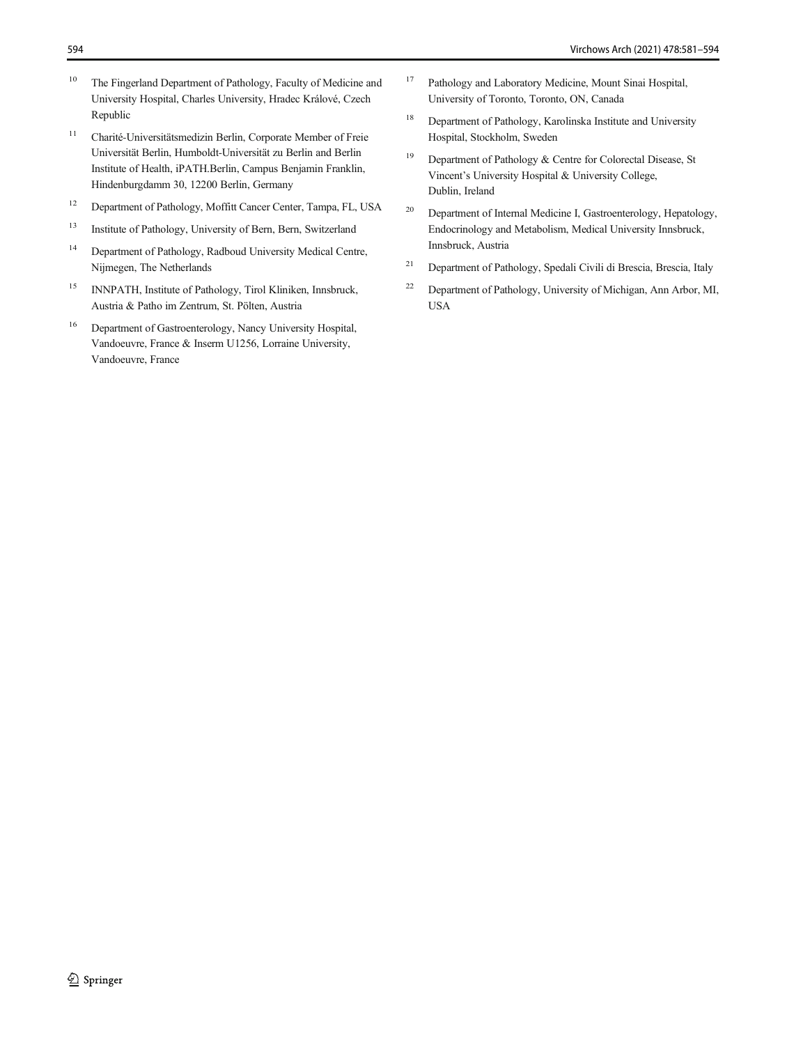[10] The Fingerland Department of Pathology, Faculty of Medicine and University Hospital, Charles University, Hradec Králové, Czech Republic

[11] Charité-Universitätsmedizin Berlin, Corporate Member of Freie Universität Berlin, Humboldt-Universität zu Berlin and Berlin Institute of Health, iPATH.Berlin, Campus Benjamin Franklin, Hindenburgdamm 30, 12200 Berlin, Germany

[12] Department of Pathology, Moffitt Cancer Center, Tampa, FL, USA

[13] Institute of Pathology, University of Bern, Bern, Switzerland

[14] Department of Pathology, Radboud University Medical Centre, Nijmegen, The Netherlands

[15] INNPATH, Institute of Pathology, Tirol Kliniken, Innsbruck, Austria & Patho im Zentrum, St. Pölten, Austria

[16] Department of Gastroenterology, Nancy University Hospital, Vandoeuvre, France & Inserm U1256, Lorraine University, Vandoeuvre, France

[17] Pathology and Laboratory Medicine, Mount Sinai Hospital, University of Toronto, Toronto, ON, Canada

[18] Department of Pathology, Karolinska Institute and University Hospital, Stockholm, Sweden

[19] Department of Pathology & Centre for Colorectal Disease, St Vincent's University Hospital & University College, Dublin, Ireland

[20] Department of Internal Medicine I, Gastroenterology, Hepatology, Endocrinology and Metabolism, Medical University Innsbruck, Innsbruck, Austria

[21] Department of Pathology, Spedali Civili di Brescia, Brescia, Italy

[22] Department of Pathology, University of Michigan, Ann Arbor, MI, USA